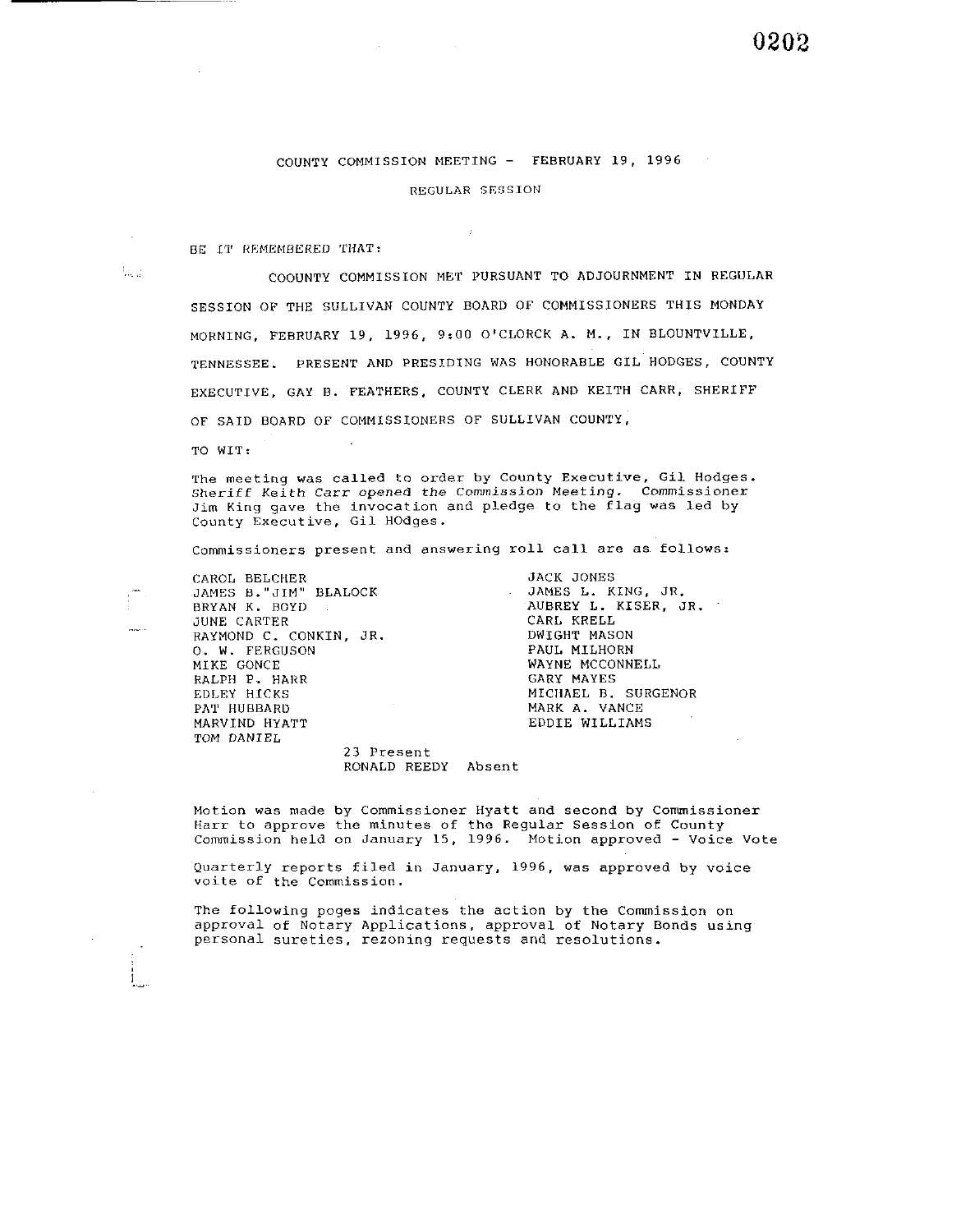COUNTY COMMISSION MEETING - FEBRUARY 19, 1996

REGULAR SESSION

BE IT REMEMBERED THAT:

COOUNTY COMMISSION MET PURSUANT TO ADJOURNMENT IN REGULAR SESSION OF THE SULLIVAN COUNTY BOARD OF COMMISSIONERS THIS MONDAY MORNING, FEBRUARY 19, 1996, 9:00 O'CLORCK A. M., IN BLOUNTVILLE, TENNESSEE. PRESENT AND PRESIDING WAS HONORABLE GIL HODGES, COUNTY EXECUTIVE, GAY B. FEATHERS, COUNTY CLERK AND KEITH CARR, SHERIFF OF SAID BOARD OF COMMISSIONERS OF SULLIVAN COUNTY,

TO WIT:

The meeting was called to order by County Executive, Gil Hodges. *Sheriff Keith Carr opened the Commission Meeting.* Commissioner Jim King gave the invocation and pledge to the flag was led by County Executive, Gil HOdges.

Commissioners present and answering roll call are as follows:

CAROL BELCHER
JAMES B."JIM" BLALOCK
BRYAN K. BOYD
JUNE CARTER
RAYMOND C. CONKIN, JR.
O. W. FERGUSON
MIKE GONCE
RALPH P. HARR
EDLEY HICKS
PAT HUBBARD
MARVIND HYATT
*TOM DANIEL*
JACK JONES
JAMES L. KING, JR.
AUBREY L. KISER, JR.
CARL KRELL
DWIGHT MASON
PAUL MILHORN
WAYNE MCCONNELL
GARY MAYES
MICHAEL B. SURGENOR
MARK A. VANCE
EDDIE WILLIAMS

23 Present
RONALD REEDY Absent

Motion was made by Commissioner Hyatt and second by Commissioner Harr to approve the minutes of the Regular Session of County Commission held on January 15, 1996. Motion approved - Voice Vote

Quarterly reports filed in January, 1996, was approved by voice voite of the Commission.

The following poges indicates the action by the Commission on approval of Notary Applications, approval of Notary Bonds using personal sureties, rezoning requests and resolutions.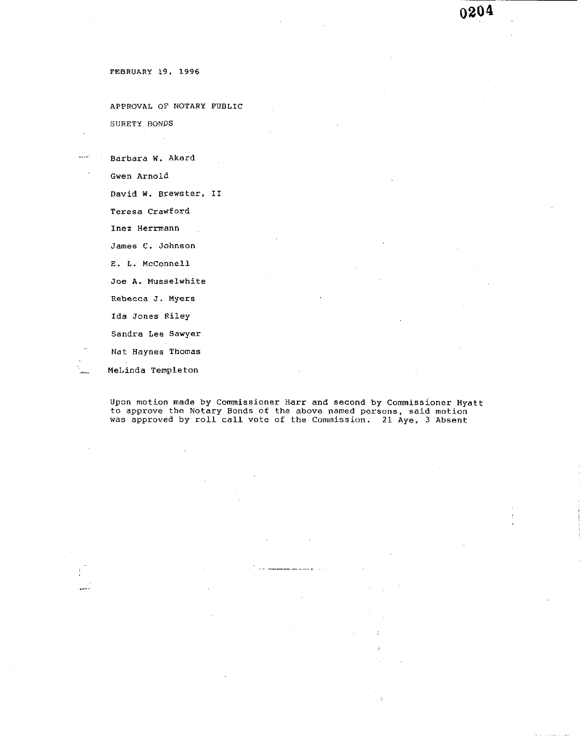FEBRUARY 19, 1996

APPROVAL OF NOTARY PUBLIC

SURETY BONDS

Barbara W. Akard

Gwen Arnold

David W. Brewster, II

Teresa Crawford

Inez Herrmann

James C. Johnson

E. L. McConnell

Joe A. Musselwhite

Rebecca J. Myers

Ida Jones Riley

Sandra Lee Sawyer

Nat Haynes Thomas

MeLinda Templeton

Upon motion made by Commissioner Harr and second by Commissioner Hyatt to approve the Notary Bonds of the above named persons, said motion was approved by roll call vote of the Commission. 21 Aye, 3 Absent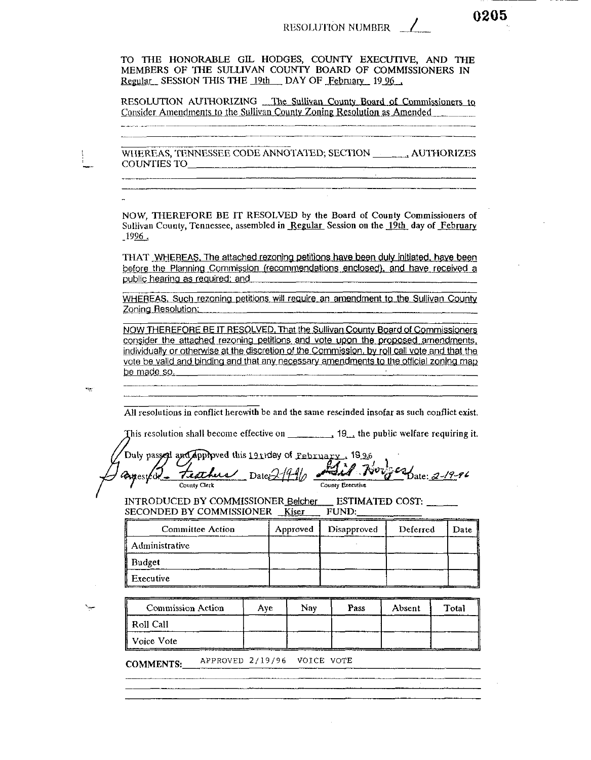RESOLUTION NUMBER 1

0205

TO THE HONORABLE GIL HODGES, COUNTY EXECUTIVE, AND THE MEMBERS OF THE SULLIVAN COUNTY BOARD OF COMMISSIONERS IN Regular SESSION THIS THE 19th DAY OF February 19 96 .

RESOLUTION AUTHORIZING The Sullivan County Board of Commissioners to Consider Amendments to the Sullivan County Zoning Resolution as Amended

WHEREAS, TENNESSEE CODE ANNOTATED; SECTION ______, AUTHORIZES COUNTIES TO

NOW, THEREFORE BE IT RESOLVED by the Board of County Commissioners of Sullivan County, Tennessee, assembled in Regular Session on the 19th day of February 1996 .

THAT WHEREAS, The attached rezoning petitions have been duly initiated, have been before the Planning Commission (recommendations enclosed), and have received a public hearing as required; and

WHEREAS, Such rezoning petitions will require an amendment to the Sullivan County Zoning Resolution;

NOW THEREFORE BE IT RESOLVED, That the Sullivan County Board of Commissioners consider the attached rezoning petitions and vote upon the proposed amendments, individually or otherwise at the discretion of the Commission, by roll call vote and that the vote be valid and binding and that any necessary amendments to the official zoning map be made so.

All resolutions in conflict herewith be and the same rescinded insofar as such conflict exist.

This resolution shall become effective on ________, 19__, the public welfare requiring it.

Duly passed and approved this 19th day of February, 1996

Attested: B. Feathers Date: 2/19/96 — County Clerk

Gil Hodges Date: 2-19-96 — County Executive

INTRODUCED BY COMMISSIONER Belcher ESTIMATED COST: ______
SECONDED BY COMMISSIONER Kiser FUND: ______

| Committee Action | Approved | Disapproved | Deferred | Date |
|---|---|---|---|---|
| Administrative | | | | |
| Budget | | | | |
| Executive | | | | |

| Commission Action | Aye | Nay | Pass | Absent | Total |
|---|---|---|---|---|---|
| Roll Call | | | | | |
| Voice Vote | | | | | |

COMMENTS: APPROVED 2/19/96 VOICE VOTE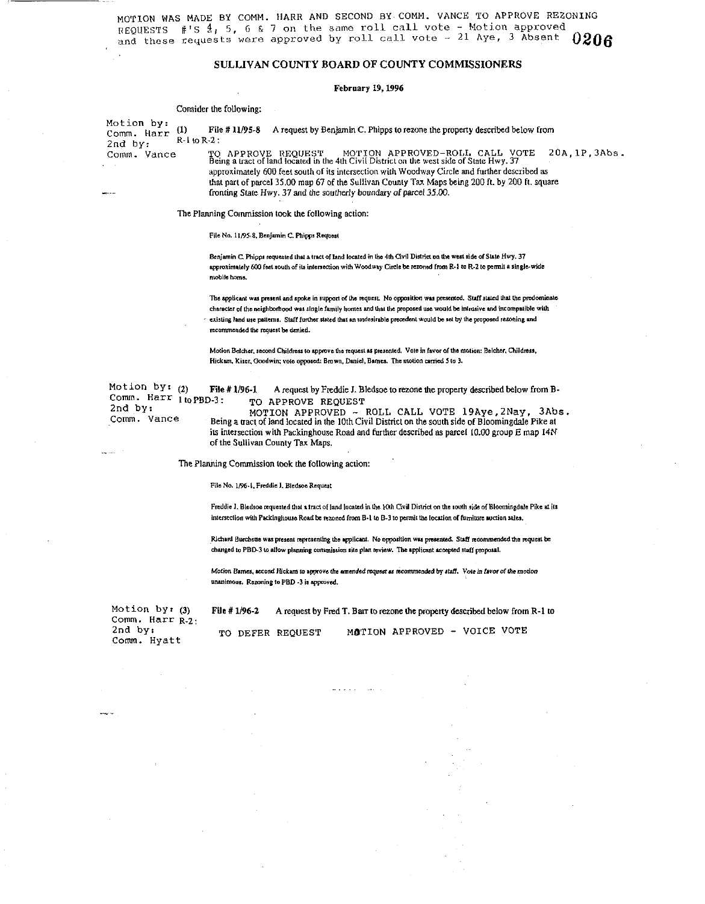MOTION WAS MADE BY COMM. HARR AND SECOND BY COMM. VANCE TO APPROVE REZONING REQUESTS #'S 4, 5, 6 & 7 on the same roll call vote - Motion approved and these requests were approved by roll call vote - 21 Aye, 3 Absent

## SULLIVAN COUNTY BOARD OF COUNTY COMMISSIONERS

**February 19, 1996**

Consider the following:

Motion by: Comm. Harr
2nd by: Comm. Vance

(1) **File # 11/95-8** A request by Benjamin C. Phipps to rezone the property described below from R-1 to R-2:

TO APPROVE REQUEST     MOTION APPROVED-ROLL CALL VOTE 20A,1P,3Abs.

Being a tract of land located in the 4th Civil District on the west side of State Hwy. 37 approximately 600 feet south of its intersection with Woodway Circle and further described as that part of parcel 35.00 map 67 of the Sullivan County Tax Maps being 200 ft. by 200 ft. square fronting State Hwy. 37 and the southerly boundary of parcel 35.00.

The Planning Commission took the following action:

File No. 11/95-8, Benjamin C. Phipps Request

Benjamin C. Phipps requested that a tract of land located in the 4th Civil District on the west side of State Hwy. 37 approximately 600 feet south of its intersection with Woodway Circle be rezoned from R-1 to R-2 to permit a single-wide mobile home.

The applicant was present and spoke in support of the request. No opposition was presented. Staff stated that the predominate character of the neighborhood was single family homes and that the proposed use would be intrusive and incompatible with existing land use patterns. Staff further stated that an undesirable precedent would be set by the proposed rezoning and recommended the request be denied.

Motion Belcher, second Childress to approve the request as presented. Vote in favor of the motion: Belcher, Childress, Hicksm, Kiser, Goodwin; vote opposed: Brown, Daniel, Barnes. The motion carried 5 to 3.

Motion by: Comm. Harr
2nd by: Comm. Vance

(2) **File # 1/96-1** A request by Freddie J. Bledsoe to rezone the property described below from B-1 to PBD-3:

TO APPROVE REQUEST
MOTION APPROVED - ROLL CALL VOTE 19Aye,2Nay, 3Abs.

Being a tract of land located in the 10th Civil District on the south side of Bloomingdale Pike at its intersection with Packinghouse Road and further described as parcel 10.00 group E map 14N of the Sullivan County Tax Maps.

The Planning Commission took the following action:

File No. 1/96-1, Freddie J. Bledsoe Request

Freddie J. Bledsoe requested that a tract of land located in the 10th Civil District on the south side of Bloomingdale Pike at its intersection with Packinghouse Road be rezoned from B-1 to B-3 to permit the location of furniture auction sales.

Richard Burchette was present representing the applicant. No opposition was presented. Staff recommended the request be changed to PBD-3 to allow planning commission site plan review. The applicant accepted staff proposal.

*Motion Barnes, second Hickam to approve the amended request as recommended by staff. Vote in favor of the motion unanimous. Rezoning to PBD -3 is approved.*

Motion by: Comm. Harr
2nd by: Comm. Hyatt

(3) **File # 1/96-2** A request by Fred T. Barr to rezone the property described below from R-1 to R-2:

TO DEFER REQUEST     MOTION APPROVED - VOICE VOTE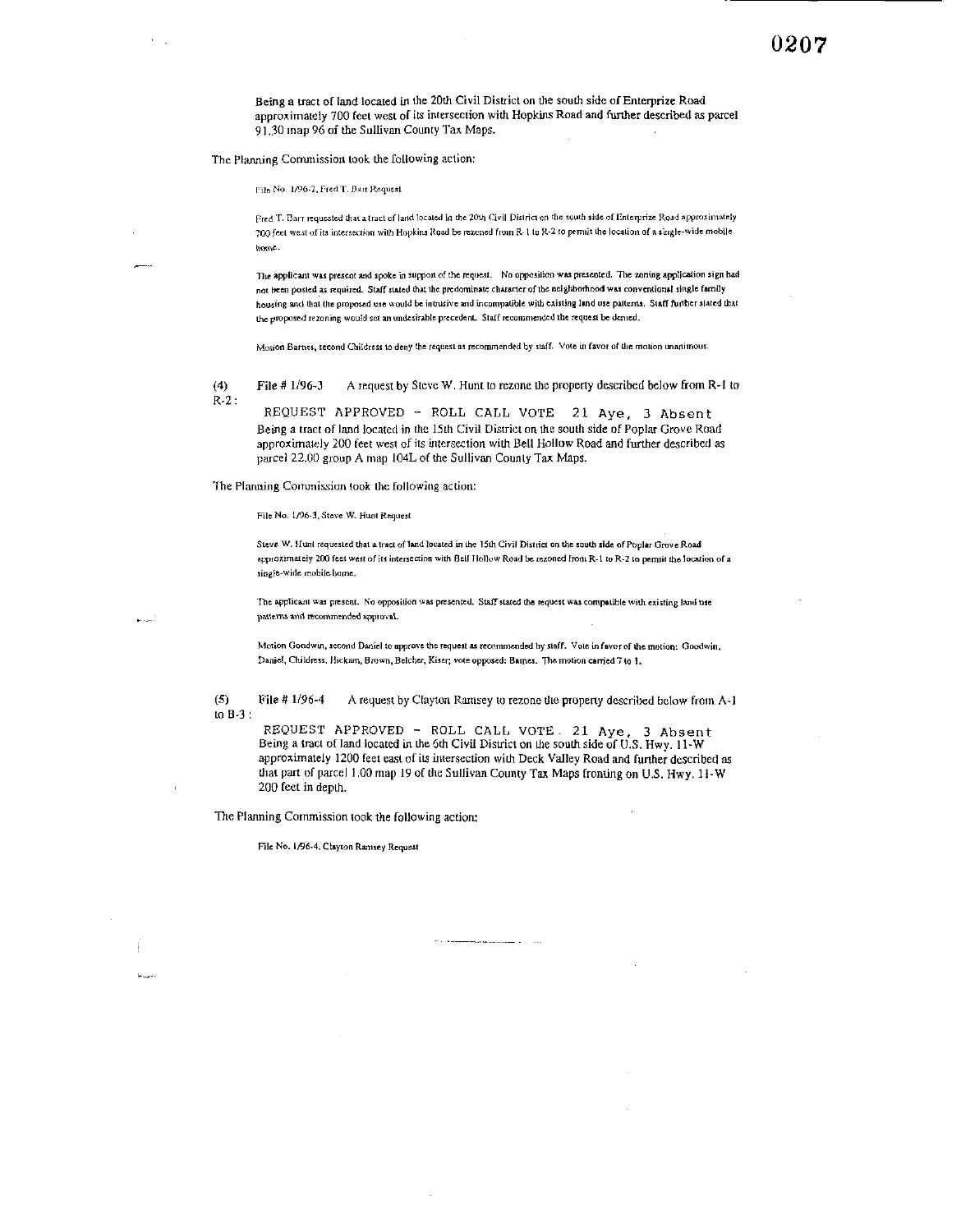Being a tract of land located in the 20th Civil District on the south side of Enterprize Road approximately 700 feet west of its intersection with Hopkins Road and further described as parcel 91.30 map 96 of the Sullivan County Tax Maps.

The Planning Commission took the following action:

> File No. 1/96-2, Fred T. Barr Request
>
> Fred T. Barr requested that a tract of land located in the 20th Civil District on the south side of Enterprize Road approximately 700 feet west of its intersection with Hopkins Road be rezoned from R-1 to R-2 to permit the location of a single-wide mobile home.
>
> The applicant was present and spoke in support of the request. No opposition was presented. The zoning application sign had not been posted as required. Staff stated that the predominate character of the neighborhood was conventional single family housing and that the proposed use would be intrusive and incompatible with existing land use patterns. Staff further stated that the proposed rezoning would set an undesirable precedent. Staff recommended the request be denied.
>
> Motion Barnes, second Childress to deny the request as recommended by staff. Vote in favor of the motion unanimous.

(4) File # 1/96-3 A request by Steve W. Hunt to rezone the property described below from R-1 to R-2:

REQUEST APPROVED - ROLL CALL VOTE 21 Aye, 3 Absent

Being a tract of land located in the 15th Civil District on the south side of Poplar Grove Road approximately 200 feet west of its intersection with Bell Hollow Road and further described as parcel 22.00 group A map 104L of the Sullivan County Tax Maps.

The Planning Commission took the following action:

> File No. 1/96-3, Steve W. Hunt Request
>
> Steve W. Hunt requested that a tract of land located in the 15th Civil District on the south side of Poplar Grove Road approximately 200 feet west of its intersection with Bell Hollow Road be rezoned from R-1 to R-2 to permit the location of a single-wide mobile home.
>
> The applicant was present. No opposition was presented. Staff stated the request was compatible with existing land use patterns and recommended approval.
>
> Motion Goodwin, second Daniel to approve the request as recommended by staff. Vote in favor of the motion: Goodwin, Daniel, Childress, Hickam, Brown, Belcher, Kiser; vote opposed: Barnes. The motion carried 7 to 1.

(5) File # 1/96-4 A request by Clayton Ramsey to rezone the property described below from A-1 to B-3:

REQUEST APPROVED - ROLL CALL VOTE. 21 Aye, 3 Absent

Being a tract of land located in the 6th Civil District on the south side of U.S. Hwy. 11-W approximately 1200 feet east of its intersection with Deck Valley Road and further described as that part of parcel 1.00 map 19 of the Sullivan County Tax Maps fronting on U.S. Hwy. 11-W 200 feet in depth.

The Planning Commission took the following action:

> File No. 1/96-4, Clayton Ramsey Request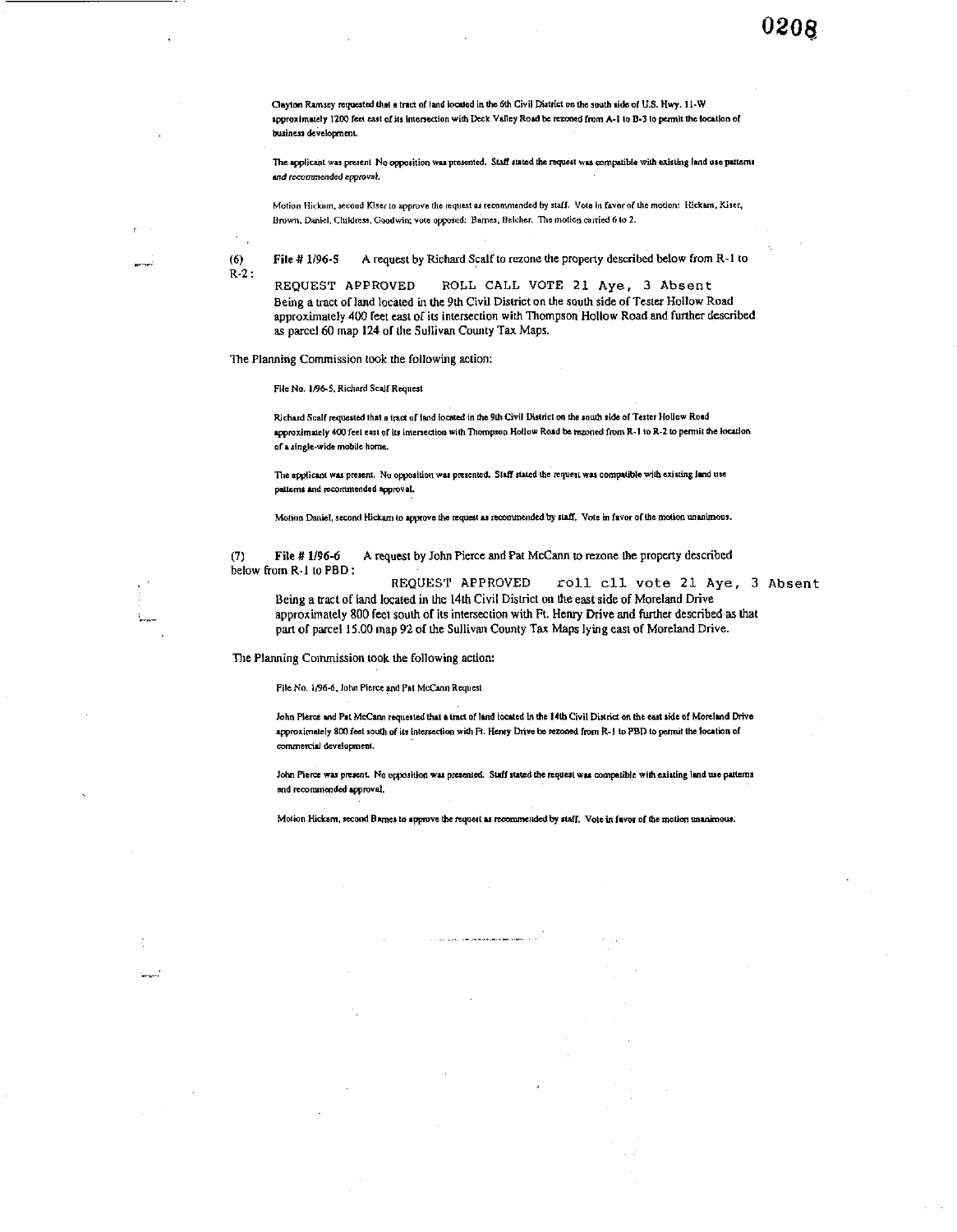Clayton Ramsey requested that a tract of land located in the 6th Civil District on the south side of U.S. Hwy. 11-W approximately 1200 feet east of its intersection with Deck Valley Road be rezoned from A-1 to B-3 to permit the location of business development.

The applicant was present. No opposition was presented. Staff stated the request was compatible with existing land use patterns and recommended approval.

Motion Hickam, second Kiser to approve the request as recommended by staff. Vote in favor of the motion: Hickam, Kiser, Brown, Daniel, Childress, Goodwin; vote opposed: Barnes, Belcher. The motion carried 6 to 2.

(6) **File # 1/96-5** A request by Richard Scalf to rezone the property described below from R-1 to R-2:

REQUEST APPROVED ROLL CALL VOTE 21 Aye, 3 Absent

Being a tract of land located in the 9th Civil District on the south side of Tester Hollow Road approximately 400 feet east of its intersection with Thompson Hollow Road and further described as parcel 60 map 124 of the Sullivan County Tax Maps.

The Planning Commission took the following action:

File No. 1/96-5, Richard Scalf Request

Richard Scalf requested that a tract of land located in the 9th Civil District on the south side of Tester Hollow Road approximately 400 feet east of its intersection with Thompson Hollow Road be rezoned from R-1 to R-2 to permit the location of a single-wide mobile home.

The applicant was present. No opposition was presented. Staff stated the request was compatible with existing land use patterns and recommended approval.

Motion Daniel, second Hickam to approve the request as recommended by staff. Vote in favor of the motion unanimous.

(7) **File # 1/96-6** A request by John Pierce and Pat McCann to rezone the property described below from R-1 to PBD:

REQUEST APPROVED roll cll vote 21 Aye, 3 Absent

Being a tract of land located in the 14th Civil District on the east side of Moreland Drive approximately 800 feet south of its intersection with Ft. Henry Drive and further described as that part of parcel 15.00 map 92 of the Sullivan County Tax Maps lying east of Moreland Drive.

The Planning Commission took the following action:

File No. 1/96-6, John Pierce and Pat McCann Request

John Pierce and Pat McCann requested that a tract of land located in the 14th Civil District on the east side of Moreland Drive approximately 800 feet south of its intersection with Ft. Henry Drive be rezoned from R-1 to PBD to permit the location of commercial development.

John Pierce was present. No opposition was presented. Staff stated the request was compatible with existing land use patterns and recommended approval.

Motion Hickam, second Barnes to approve the request as recommended by staff. Vote in favor of the motion unanimous.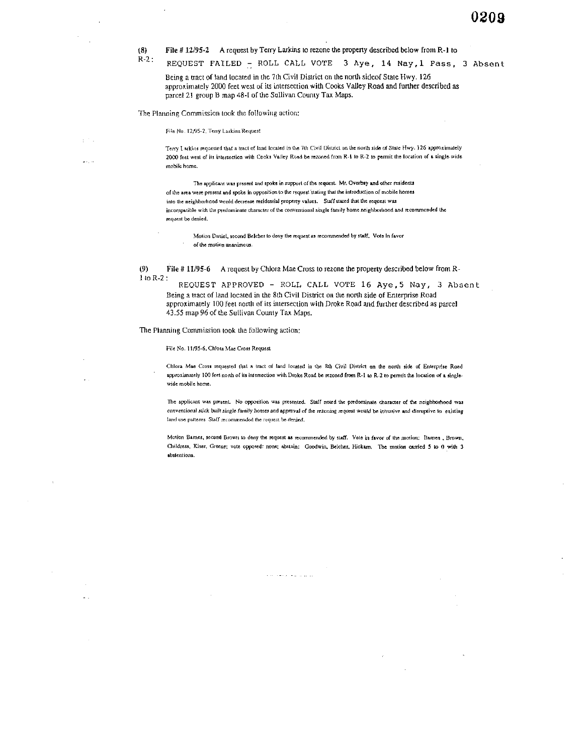(8) **File # 12/95-2** A request by Terry Larkins to rezone the property described below from R-1 to R-2 :

REQUEST FAILED – ROLL CALL VOTE 3 Aye, 14 Nay, 1 Pass, 3 Absent

Being a tract of land located in the 7th Civil District on the north sideof State Hwy. 126 approximately 2000 feet west of its intersection with Cooks Valley Road and further described as parcel 21 group B map 48-I of the Sullivan County Tax Maps.

The Planning Commission took the following action:

File No. 12/95-2, Terry Larkins Request

Terry Larkins requested that a tract of land located in the 7th Civil District on the north side of State Hwy. 126 approximately 2000 feet west of its intersection with Cooks Valley Road be rezoned from R-1 to R-2 to permit the location of a single-wide mobile home.

The applicant was present and spoke in support of the request. Mr. Overbay and other residents of the area were present and spoke in opposition to the request stating that the introduction of mobile homes into the neighborhood would decrease residential property values. Staff stated that the request was incompatible with the predominate character of the conventional single family home neighborhood and recommended the request be denied.

Motion Daniel, second Belcher to deny the request as recommended by staff. Vote in favor of the motion unanimous.

(9) **File # 11/95-6** A request by Chlora Mae Cross to rezone the property described below from R-1 to R-2 :

REQUEST APPROVED - ROLL CALL VOTE 16 Aye, 5 Nay, 3 Absent

Being a tract of land located in the 8th Civil District on the north side of Enterprise Road approximately 100 feet north of its intersection with Droke Road and further described as parcel 43.55 map 96 of the Sullivan County Tax Maps.

The Planning Commission took the following action:

File No. 11/95-6, Chlora Mae Cross Request

Chlora Mae Cross requested that a tract of land located in the 8th Civil District on the north side of Enterprise Road approximately 100 feet north of its intersection with Droke Road be rezoned from R-1 to R-2 to permit the location of a single-wide mobile home.

The applicant was present. No opposition was presented. Staff noted the predominate character of the neighborhood was *conventional stick built single family homes* and approval of the rezoning request would be intrusive and disruptive to existing land use patterns. Staff recommended the request be denied.

Motion Barnes, second Brown to deny the request as recommended by staff. Vote in favor of the motion: Barnes, Brown, Childress, Kiser, Greene; vote opposed: none; abstain: Goodwin, Belcher, Hickam. The motion carried 5 to 0 with 3 abstentions.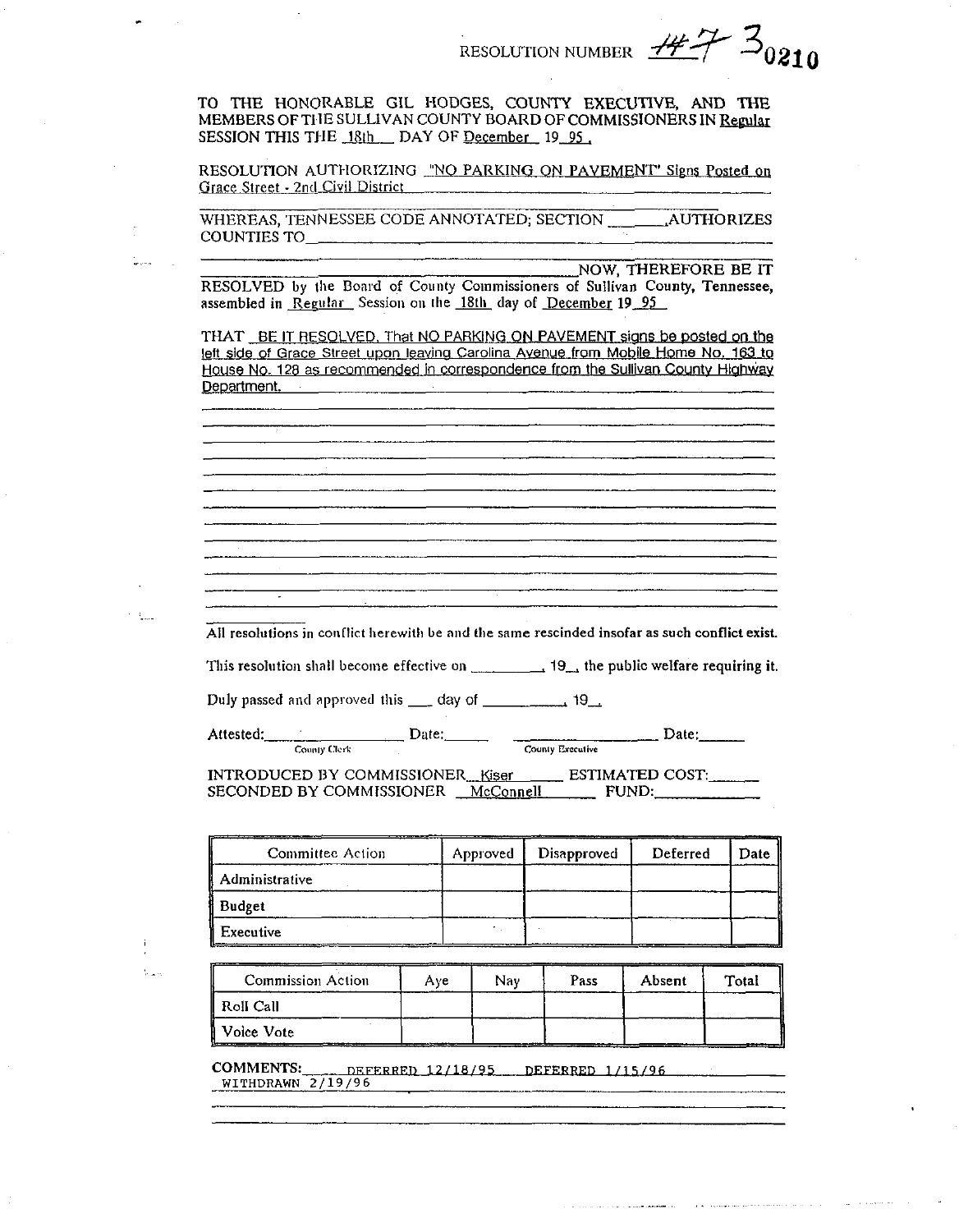RESOLUTION NUMBER #7 3 0210

TO THE HONORABLE GIL HODGES, COUNTY EXECUTIVE, AND THE MEMBERS OF THE SULLIVAN COUNTY BOARD OF COMMISSIONERS IN Regular SESSION THIS THE 18th DAY OF December 19 95 .

RESOLUTION AUTHORIZING "NO PARKING ON PAVEMENT" Signs Posted on Grace Street - 2nd Civil District

WHEREAS, TENNESSEE CODE ANNOTATED; SECTION ________, AUTHORIZES COUNTIES TO________________________________

________________________________ NOW, THEREFORE BE IT RESOLVED by the Board of County Commissioners of Sullivan County, Tennessee, assembled in Regular Session on the 18th day of December 19 95

THAT BE IT RESOLVED, That NO PARKING ON PAVEMENT signs be posted on the left side of Grace Street upon leaving Carolina Avenue from Mobile Home No. 163 to House No. 128 as recommended in correspondence from the Sullivan County Highway Department.

All resolutions in conflict herewith be and the same rescinded insofar as such conflict exist.

This resolution shall become effective on ________, 19__, the public welfare requiring it.

Duly passed and approved this ___ day of __________, 19__.

Attested: ________________ Date: ______ ________________ Date: ______
County Clerk County Executive

INTRODUCED BY COMMISSIONER Kiser ESTIMATED COST: ______
SECONDED BY COMMISSIONER McConnell FUND: ________

| Committee Action | Approved | Disapproved | Deferred | Date |
|---|---|---|---|---|
| Administrative | | | | |
| Budget | | | | |
| Executive | | | | |

| Commission Action | Aye | Nay | Pass | Absent | Total |
|---|---|---|---|---|---|
| Roll Call | | | | | |
| Voice Vote | | | | | |

COMMENTS: DEFERRED 12/18/95 DEFERRED 1/15/96
WITHDRAWN 2/19/96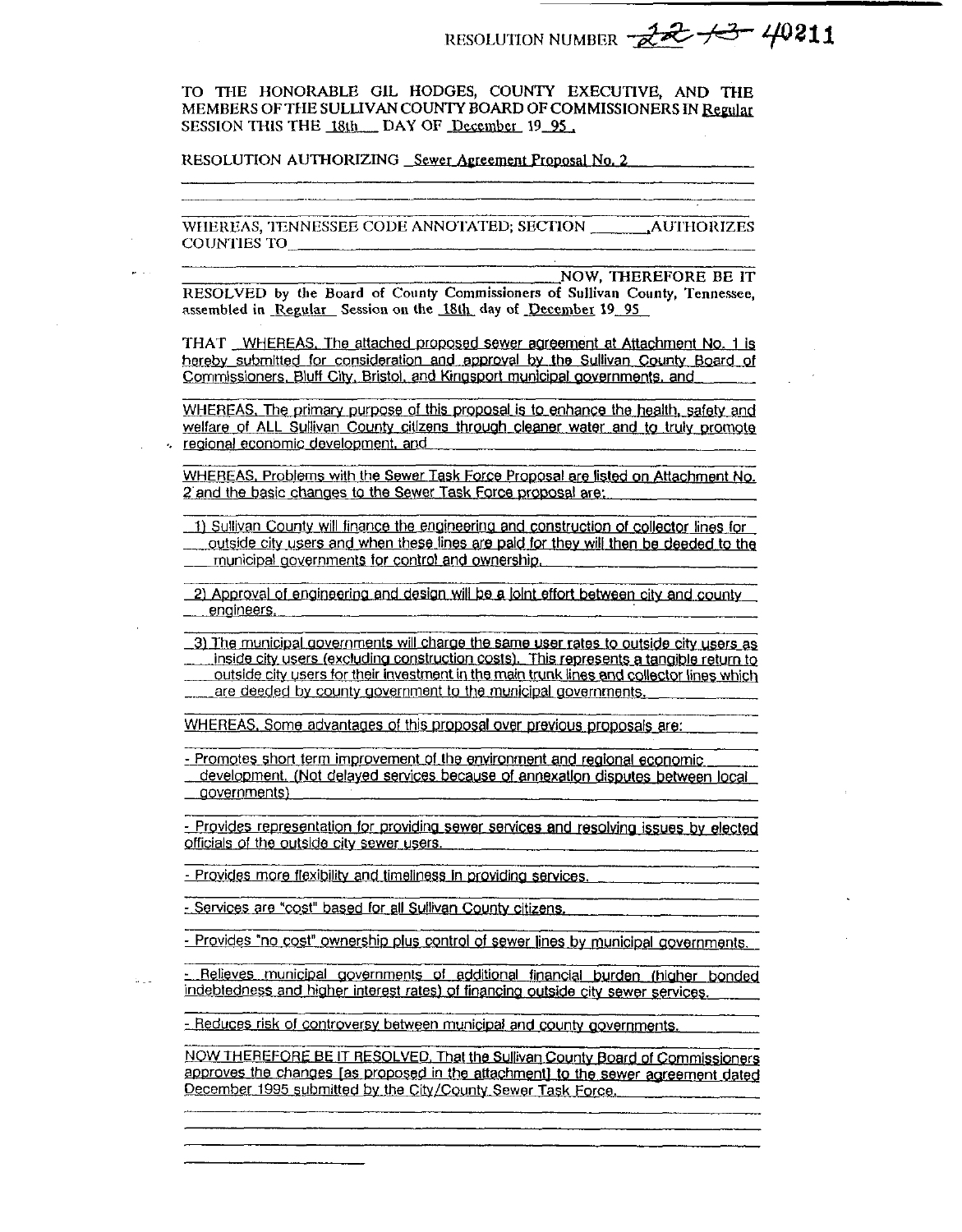RESOLUTION NUMBER ~~22-13~~ 40211

TO THE HONORABLE GIL HODGES, COUNTY EXECUTIVE, AND THE MEMBERS OF THE SULLIVAN COUNTY BOARD OF COMMISSIONERS IN Regular SESSION THIS THE 18th DAY OF December 19 95 .

RESOLUTION AUTHORIZING Sewer Agreement Proposal No. 2

WHEREAS, TENNESSEE CODE ANNOTATED; SECTION \_\_\_\_\_\_\_, AUTHORIZES COUNTIES TO \_\_\_\_\_\_\_

NOW, THEREFORE BE IT RESOLVED by the Board of County Commissioners of Sullivan County, Tennessee, assembled in Regular Session on the 18th day of December 19 95

THAT WHEREAS, The attached proposed sewer agreement at Attachment No. 1 is hereby submitted for consideration and approval by the Sullivan County Board of Commissioners, Bluff City, Bristol, and Kingsport municipal governments, and

WHEREAS, The primary purpose of this proposal is to enhance the health, safety and welfare of ALL Sullivan County citizens through cleaner water and to truly promote regional economic development, and

WHEREAS, Problems with the Sewer Task Force Proposal are listed on Attachment No. 2 and the basic changes to the Sewer Task Force proposal are:

1) Sullivan County will finance the engineering and construction of collector lines for outside city users and when these lines are paid for they will then be deeded to the municipal governments for control and ownership.

2) Approval of engineering and design will be a joint effort between city and county engineers.

3) The municipal governments will charge the same user rates to outside city users as inside city users (excluding construction costs). This represents a tangible return to outside city users for their investment in the main trunk lines and collector lines which are deeded by county government to the municipal governments.

WHEREAS, Some advantages of this proposal over previous proposals are:

- Promotes short term improvement of the environment and regional economic development. (Not delayed services because of annexation disputes between local governments)

- Provides representation for providing sewer services and resolving issues by elected officials of the outside city sewer users.

- Provides more flexibility and timeliness in providing services.

- Services are "cost" based for all Sullivan County citizens.

- Provides "no cost" ownership plus control of sewer lines by municipal governments.

- Relieves municipal governments of additional financial burden (higher bonded indebtedness and higher interest rates) of financing outside city sewer services.

- Reduces risk of controversy between municipal and county governments.

NOW THEREFORE BE IT RESOLVED, That the Sullivan County Board of Commissioners approves the changes [as proposed in the attachment] to the sewer agreement dated December 1995 submitted by the City/County Sewer Task Force.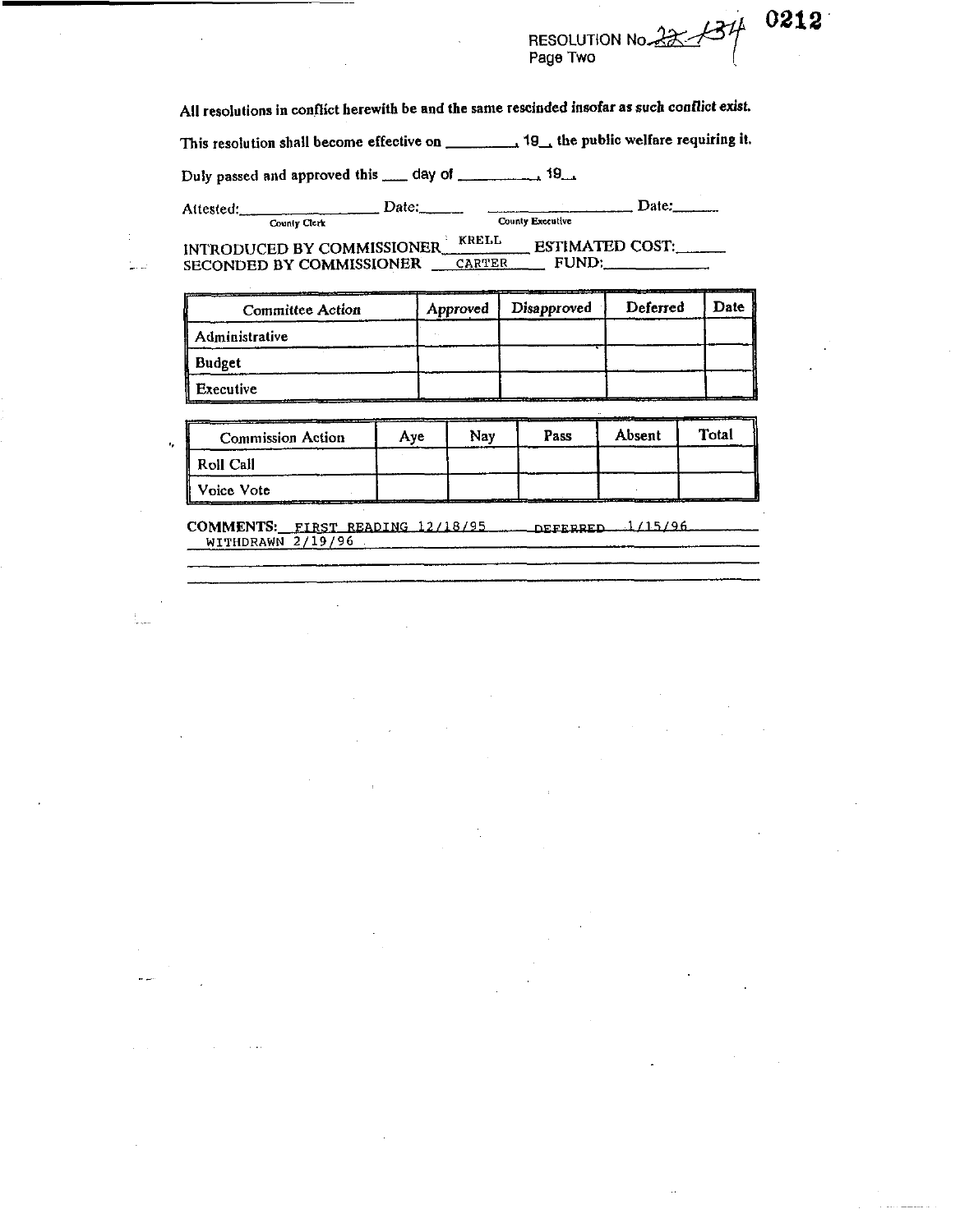RESOLUTION No. 22-134
Page Two

**All resolutions in conflict herewith be and the same rescinded insofar as such conflict exist.**

This resolution shall become effective on _________, 19__, the public welfare requiring it.

Duly passed and approved this ____ day of __________, 19__.

Attested:________________ Date:______ ________________ Date:______
County Clerk County Executive

INTRODUCED BY COMMISSIONER KRELL ESTIMATED COST:______
SECONDED BY COMMISSIONER CARTER FUND:____________

| Committee Action | Approved | Disapproved | Deferred | Date |
|---|---|---|---|---|
| Administrative | | | | |
| Budget | | | | |
| Executive | | | | |

| Commission Action | Aye | Nay | Pass | Absent | Total |
|---|---|---|---|---|---|
| Roll Call | | | | | |
| Voice Vote | | | | | |

**COMMENTS:** FIRST READING 12/18/95 DEFERRED 1/15/96
WITHDRAWN 2/19/96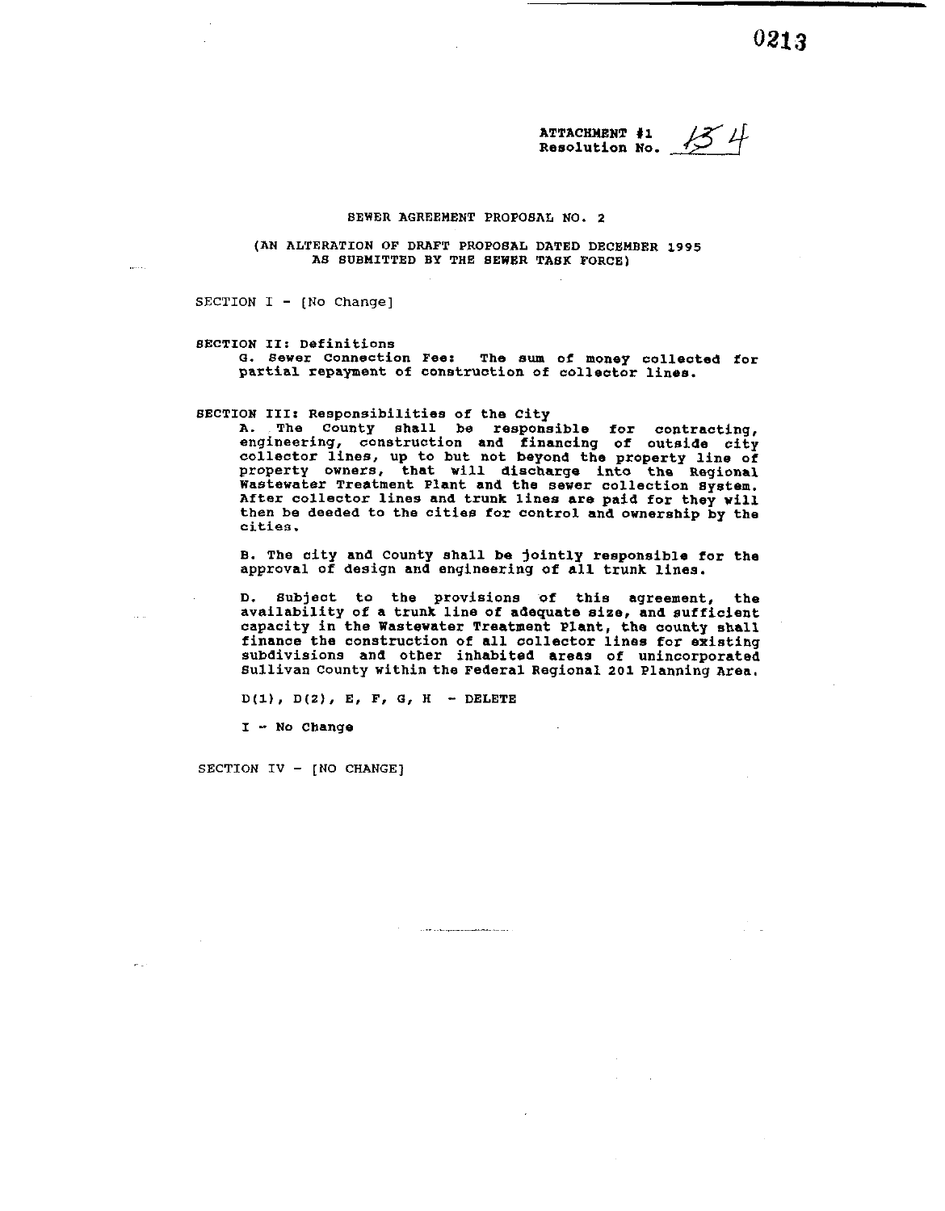ATTACHMENT #1
Resolution No. 134

SEWER AGREEMENT PROPOSAL NO. 2

(AN ALTERATION OF DRAFT PROPOSAL DATED DECEMBER 1995 AS SUBMITTED BY THE SEWER TASK FORCE)

SECTION I - [No Change]

SECTION II: Definitions

G. Sewer Connection Fee: The sum of money collected for partial repayment of construction of collector lines.

SECTION III: Responsibilities of the City

A. The County shall be responsible for contracting, engineering, construction and financing of outside city collector lines, up to but not beyond the property line of property owners, that will discharge into the Regional Wastewater Treatment Plant and the sewer collection system. After collector lines and trunk lines are paid for they will then be deeded to the cities for control and ownership by the cities.

B. The city and County shall be jointly responsible for the approval of design and engineering of all trunk lines.

D. Subject to the provisions of this agreement, the availability of a trunk line of adequate size, and sufficient capacity in the Wastewater Treatment Plant, the county shall finance the construction of all collector lines for existing subdivisions and other inhabited areas of unincorporated Sullivan County within the Federal Regional 201 Planning Area.

D(1), D(2), E, F, G, H - DELETE

I - No Change

SECTION IV - [NO CHANGE]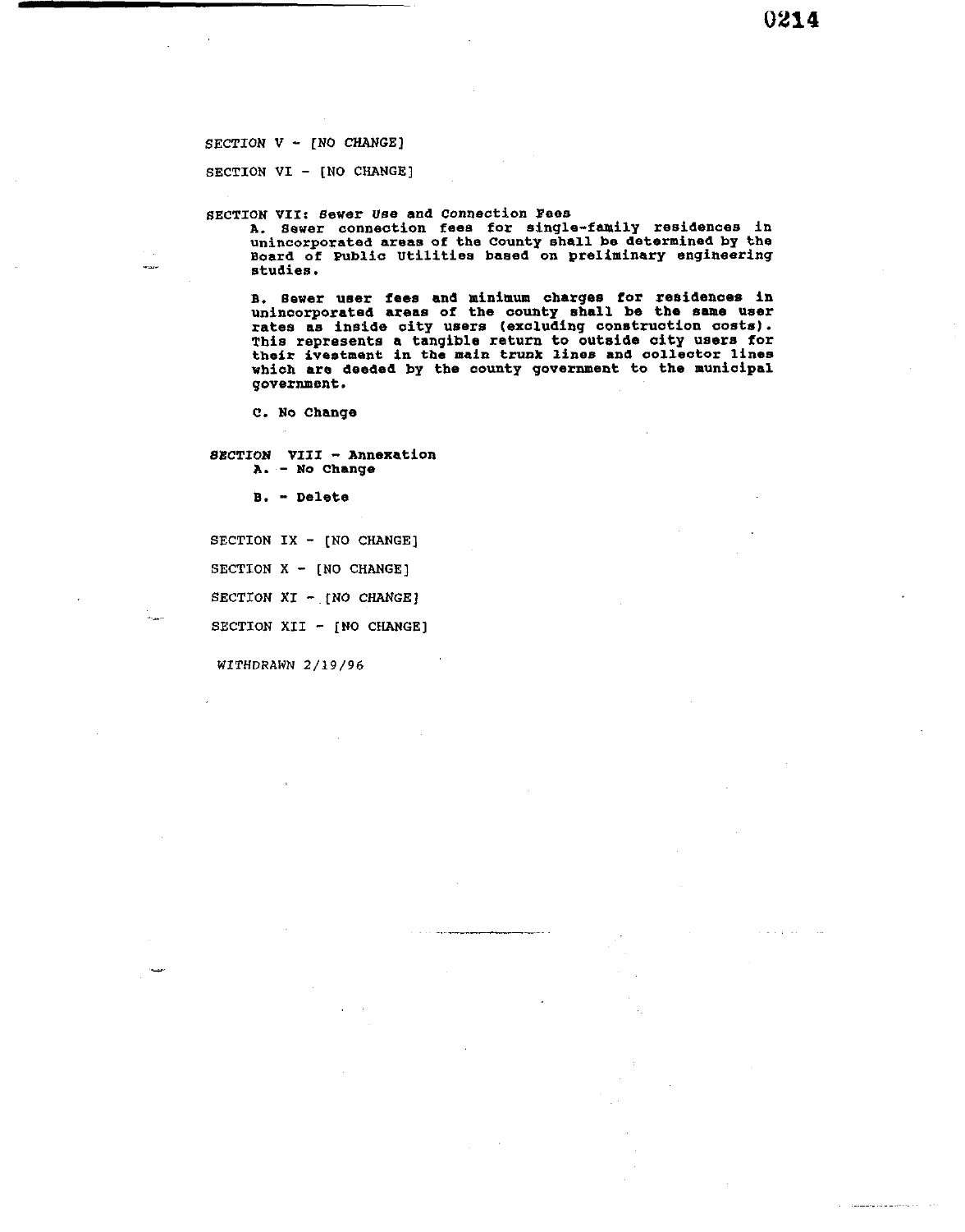SECTION V - [NO CHANGE]

SECTION VI - [NO CHANGE]

SECTION VII: Sewer Use and Connection Fees

A. Sewer connection fees for single-family residences in unincorporated areas of the County shall be determined by the Board of Public Utilities based on preliminary engineering studies.

B. Sewer user fees and minimum charges for residences in unincorporated areas of the county shall be the same user rates as inside city users (excluding construction costs). This represents a tangible return to outside city users for their ivestment in the main trunk lines and collector lines which are deeded by the county government to the municipal government.

C. No Change

SECTION VIII - Annexation

A. - No Change

B. - Delete

SECTION IX - [NO CHANGE]

SECTION X - [NO CHANGE]

SECTION XI - [NO CHANGE]

SECTION XII - [NO CHANGE]

*WITHDRAWN 2/19/96*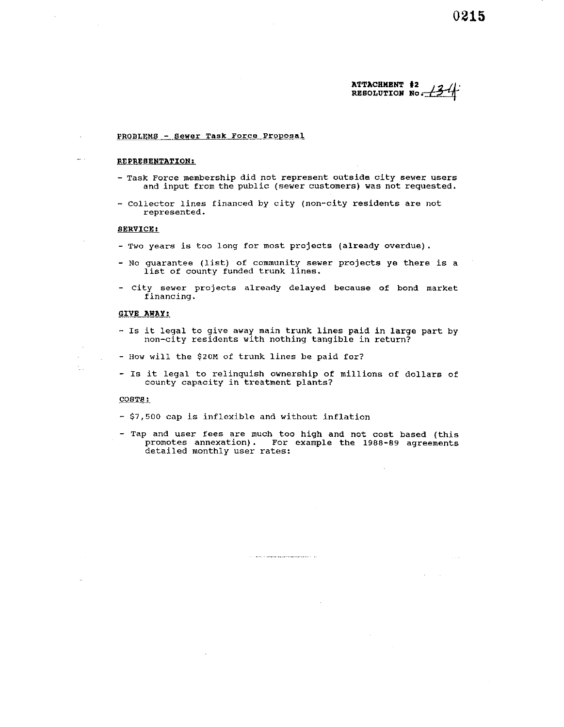ATTACHMENT #2
RESOLUTION No. 134

PROBLEMS - Sewer Task Force Proposal

**REPRESENTATION:**

- Task Force membership did not represent outside city sewer users and input from the public (sewer customers) was not requested.
- Collector lines financed by city (non-city residents are not represented.

**SERVICE:**

- Two years is too long for most projects (already overdue).
- No guarantee (list) of community sewer projects ye there is a list of county funded trunk lines.
- City sewer projects already delayed because of bond market financing.

**GIVE AWAY:**

- Is it legal to give away main trunk lines paid in large part by non-city residents with nothing tangible in return?
- How will the $20M of trunk lines be paid for?
- Is it legal to relinquish ownership of millions of dollars of county capacity in treatment plants?

**COSTS:**

- $7,500 cap is inflexible and without inflation
- Tap and user fees are much too high and not cost based (this promotes annexation). For example the 1988-89 agreements detailed monthly user rates: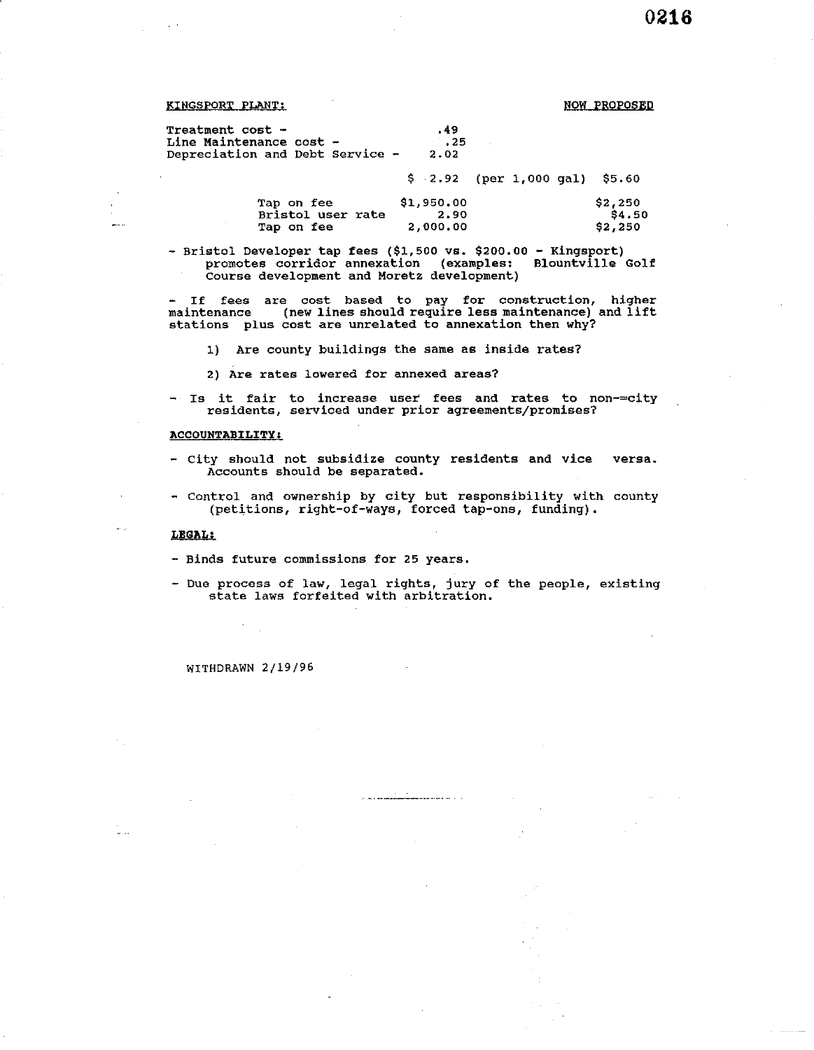**KINGSPORT PLANT:** **NOW PROPOSED**

| | | | |
|---|---|---|---|
| Treatment cost - | .49 | | |
| Line Maintenance cost - | .25 | | |
| Depreciation and Debt Service - | 2.02 | | |
| | $ 2.92 | (per 1,000 gal) | $5.60 |
| Tap on fee | $1,950.00 | | $2,250 |
| Bristol user rate | 2.90 | | $4.50 |
| Tap on fee | 2,000.00 | | $2,250 |

- Bristol Developer tap fees ($1,500 vs. $200.00 - Kingsport) promotes corridor annexation (examples: Blountville Golf Course development and Moretz development)

- If fees are cost based to pay for construction, higher maintenance (new lines should require less maintenance) and lift stations plus cost are unrelated to annexation then why?

  1) Are county buildings the same as inside rates?

  2) Are rates lowered for annexed areas?

- Is it fair to increase user fees and rates to non-=city residents, serviced under prior agreements/promises?

**ACCOUNTABILITY:**

- City should not subsidize county residents and vice versa. Accounts should be separated.

- Control and ownership by city but responsibility with county (petitions, right-of-ways, forced tap-ons, funding).

**LEGAL:**

- Binds future commissions for 25 years.

- Due process of law, legal rights, jury of the people, existing state laws forfeited with arbitration.

WITHDRAWN 2/19/96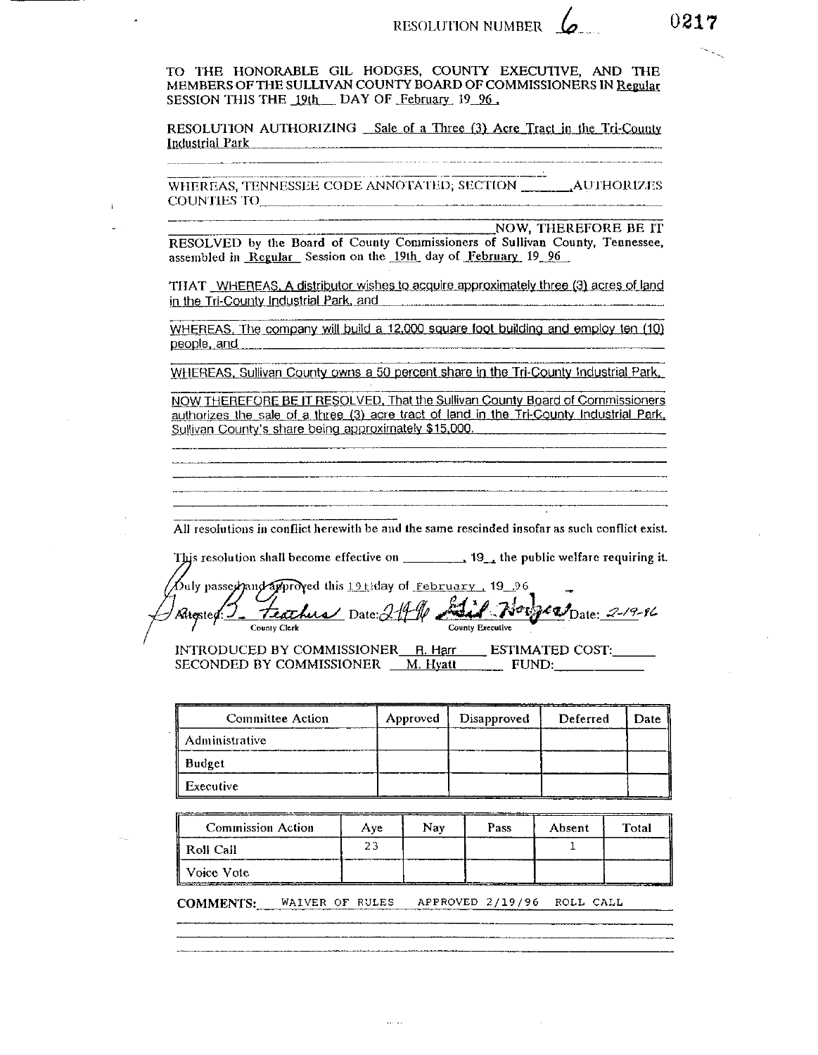RESOLUTION NUMBER 6 0217

TO THE HONORABLE GIL HODGES, COUNTY EXECUTIVE, AND THE MEMBERS OF THE SULLIVAN COUNTY BOARD OF COMMISSIONERS IN Regular SESSION THIS THE 19th DAY OF February 19 96.

RESOLUTION AUTHORIZING Sale of a Three (3) Acre Tract in the Tri-County Industrial Park

WHEREAS, TENNESSEE CODE ANNOTATED; SECTION ________ AUTHORIZES COUNTIES TO ________

________ NOW, THEREFORE BE IT RESOLVED by the Board of County Commissioners of Sullivan County, Tennessee, assembled in Regular Session on the 19th day of February 19 96

THAT WHEREAS, A distributor wishes to acquire approximately three (3) acres of land in the Tri-County Industrial Park, and

WHEREAS, The company will build a 12,000 square foot building and employ ten (10) people, and

WHEREAS, Sullivan County owns a 50 percent share in the Tri-County Industrial Park,

NOW THEREFORE BE IT RESOLVED, That the Sullivan County Board of Commissioners authorizes the sale of a three (3) acre tract of land in the Tri-County Industrial Park, Sullivan County's share being approximately $15,000.

All resolutions in conflict herewith be and the same rescinded insofar as such conflict exist.

This resolution shall become effective on ________, 19__, the public welfare requiring it.

Duly passed and approved this 19th day of February, 19 96

Attested: B. Feathers Date: 2-19-96 — County Clerk

Gil Hodges Date: 2-19-96 — County Executive

INTRODUCED BY COMMISSIONER R. Harr ESTIMATED COST: ______
SECONDED BY COMMISSIONER M. Hyatt FUND: ______

| Committee Action | Approved | Disapproved | Deferred | Date |
|---|---|---|---|---|
| Administrative | | | | |
| Budget | | | | |
| Executive | | | | |

| Commission Action | Aye | Nay | Pass | Absent | Total |
|---|---|---|---|---|---|
| Roll Call | 23 | | | 1 | |
| Voice Vote | | | | | |

COMMENTS: WAIVER OF RULES APPROVED 2/19/96 ROLL CALL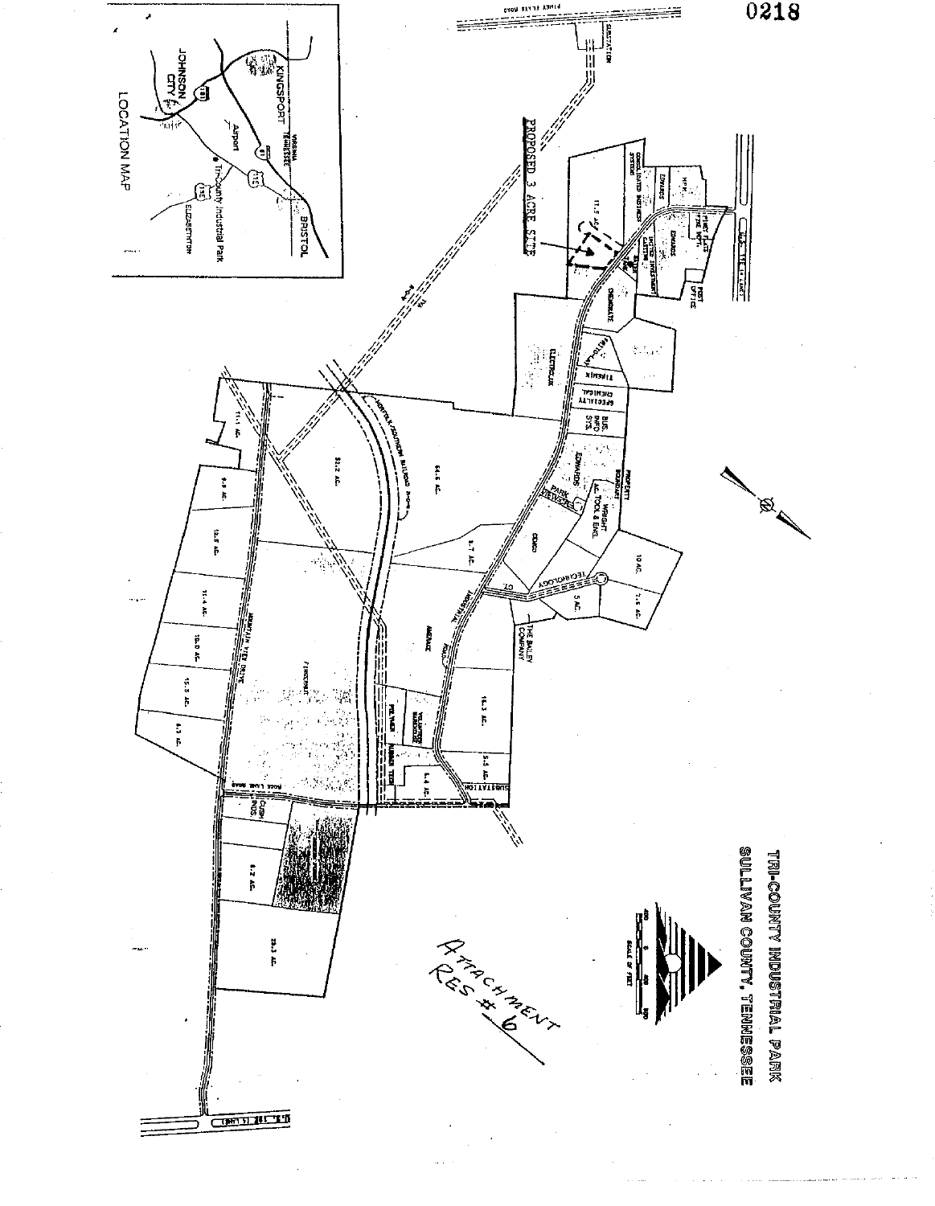# TRI-COUNTY INDUSTRIAL PARK
## SULLIVAN COUNTY, TENNESSEE

PROPOSED 3 ACRE SITE

LOCATION MAP

Attachment Res # 6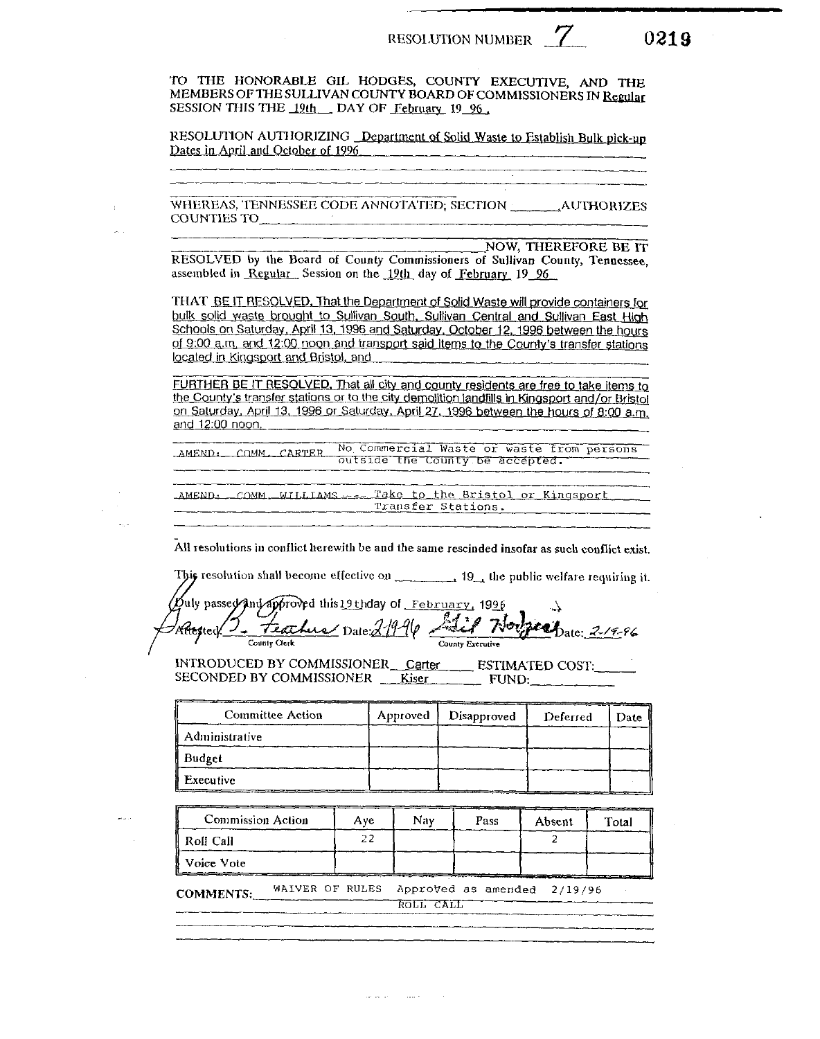RESOLUTION NUMBER 7 0219

TO THE HONORABLE GIL HODGES, COUNTY EXECUTIVE, AND THE MEMBERS OF THE SULLIVAN COUNTY BOARD OF COMMISSIONERS IN Regular SESSION THIS THE 19th DAY OF February 19 96.

RESOLUTION AUTHORIZING Department of Solid Waste to Establish Bulk pick-up Dates in April and October of 1996

WHEREAS, TENNESSEE CODE ANNOTATED; SECTION ________ AUTHORIZES COUNTIES TO ________

NOW, THEREFORE BE IT RESOLVED by the Board of County Commissioners of Sullivan County, Tennessee, assembled in Regular Session on the 19th day of February 19 96

THAT BE IT RESOLVED, That the Department of Solid Waste will provide containers for bulk solid waste brought to Sullivan South, Sullivan Central and Sullivan East High Schools on Saturday, April 13, 1996 and Saturday, October 12, 1996 between the hours of 9:00 a.m. and 12:00 noon and transport said items to the County's transfer stations located in Kingsport and Bristol, and

FURTHER BE IT RESOLVED, That all city and county residents are free to take items to the County's transfer stations or to the city demolition landfills in Kingsport and/or Bristol on Saturday, April 13, 1996 or Saturday, April 27, 1996 between the hours of 8:00 a.m. and 12:00 noon.

AMEND: COMM. CARTER No Commercial Waste or waste from persons outside the County be accepted.

AMEND: COMM. WILLIAMS --- Take to the Bristol or Kingsport Transfer Stations.

All resolutions in conflict herewith be and the same rescinded insofar as such conflict exist.

This resolution shall become effective on ________, 19__, the public welfare requiring it.

Duly passed and approved this 19th day of February, 1996

Attested: B. Feathers Date: 2-19-96 — County Clerk

Gil Hodges Date: 2-19-96 — County Executive

INTRODUCED BY COMMISSIONER Carter ESTIMATED COST: ______
SECONDED BY COMMISSIONER Kiser FUND: ______

| Committee Action | Approved | Disapproved | Deferred | Date |
|---|---|---|---|---|
| Administrative | | | | |
| Budget | | | | |
| Executive | | | | |

| Commission Action | Aye | Nay | Pass | Absent | Total |
|---|---|---|---|---|---|
| Roll Call | 22 | | | 2 | |
| Voice Vote | | | | | |

COMMENTS: WAIVER OF RULES Approved as amended 2/19/96
ROLL CALL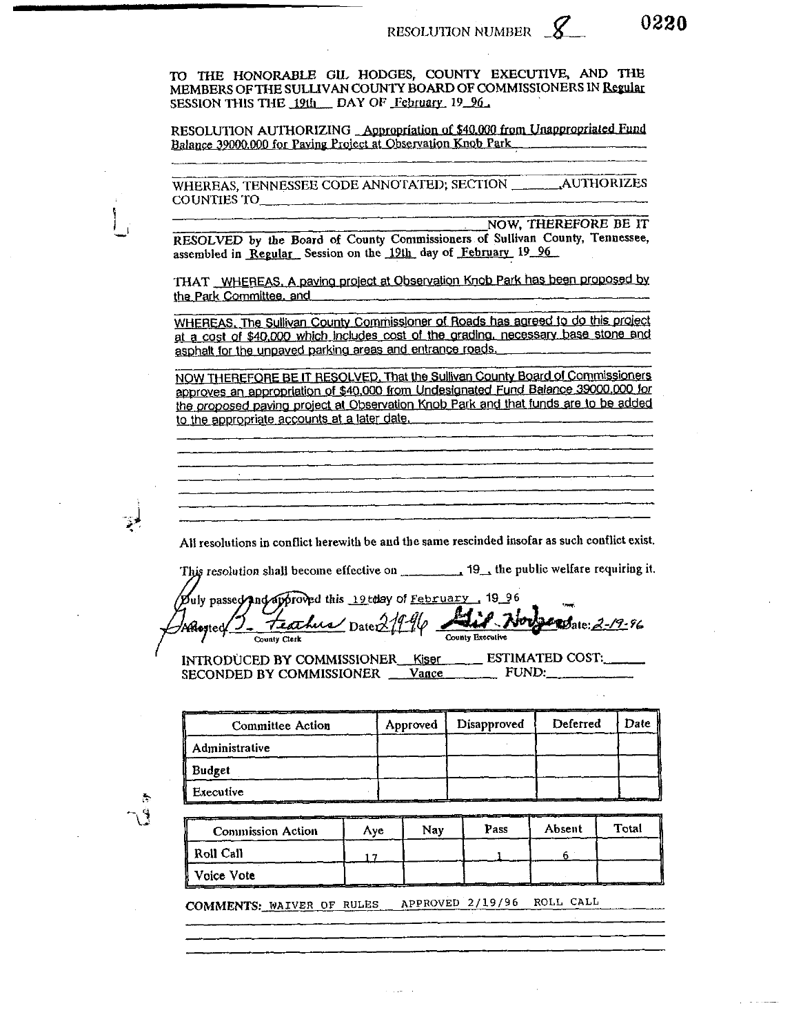RESOLUTION NUMBER 8 0220

TO THE HONORABLE GIL HODGES, COUNTY EXECUTIVE, AND THE MEMBERS OF THE SULLIVAN COUNTY BOARD OF COMMISSIONERS IN Regular SESSION THIS THE 19th DAY OF February 19 96.

RESOLUTION AUTHORIZING Appropriation of $40,000 from Unappropriated Fund Balance 39000.000 for Paving Project at Observation Knob Park

WHEREAS, TENNESSEE CODE ANNOTATED; SECTION _______ AUTHORIZES COUNTIES TO _______

NOW, THEREFORE BE IT RESOLVED by the Board of County Commissioners of Sullivan County, Tennessee, assembled in Regular Session on the 19th day of February 19 96

THAT WHEREAS, A paving project at Observation Knob Park has been proposed by the Park Committee, and

WHEREAS, The Sullivan County Commissioner of Roads has agreed to do this project at a cost of $40,000 which includes cost of the grading, necessary base stone and asphalt for the unpaved parking areas and entrance roads.

NOW THEREFORE BE IT RESOLVED, That the Sullivan County Board of Commissioners approves an appropriation of $40,000 from Undesignated Fund Balance 39000.000 for the proposed paving project at Observation Knob Park and that funds are to be added to the appropriate accounts at a later date.

All resolutions in conflict herewith be and the same rescinded insofar as such conflict exist.

This resolution shall become effective on _______, 19__, the public welfare requiring it.

Duly passed and approved this 19th day of February, 19 96

Attested: B. Feathers (County Clerk) Date: 2/19/96 Gil Hodges (County Executive) Date: 2-19-96

INTRODUCED BY COMMISSIONER Kiser ESTIMATED COST: _______

SECONDED BY COMMISSIONER Vance FUND: _______

| Committee Action | Approved | Disapproved | Deferred | Date |
|---|---|---|---|---|
| Administrative | | | | |
| Budget | | | | |
| Executive | | | | |

| Commission Action | Aye | Nay | Pass | Absent | Total |
|---|---|---|---|---|---|
| Roll Call | 17 | | 1 | 6 | |
| Voice Vote | | | | | |

COMMENTS: WAIVER OF RULES APPROVED 2/19/96 ROLL CALL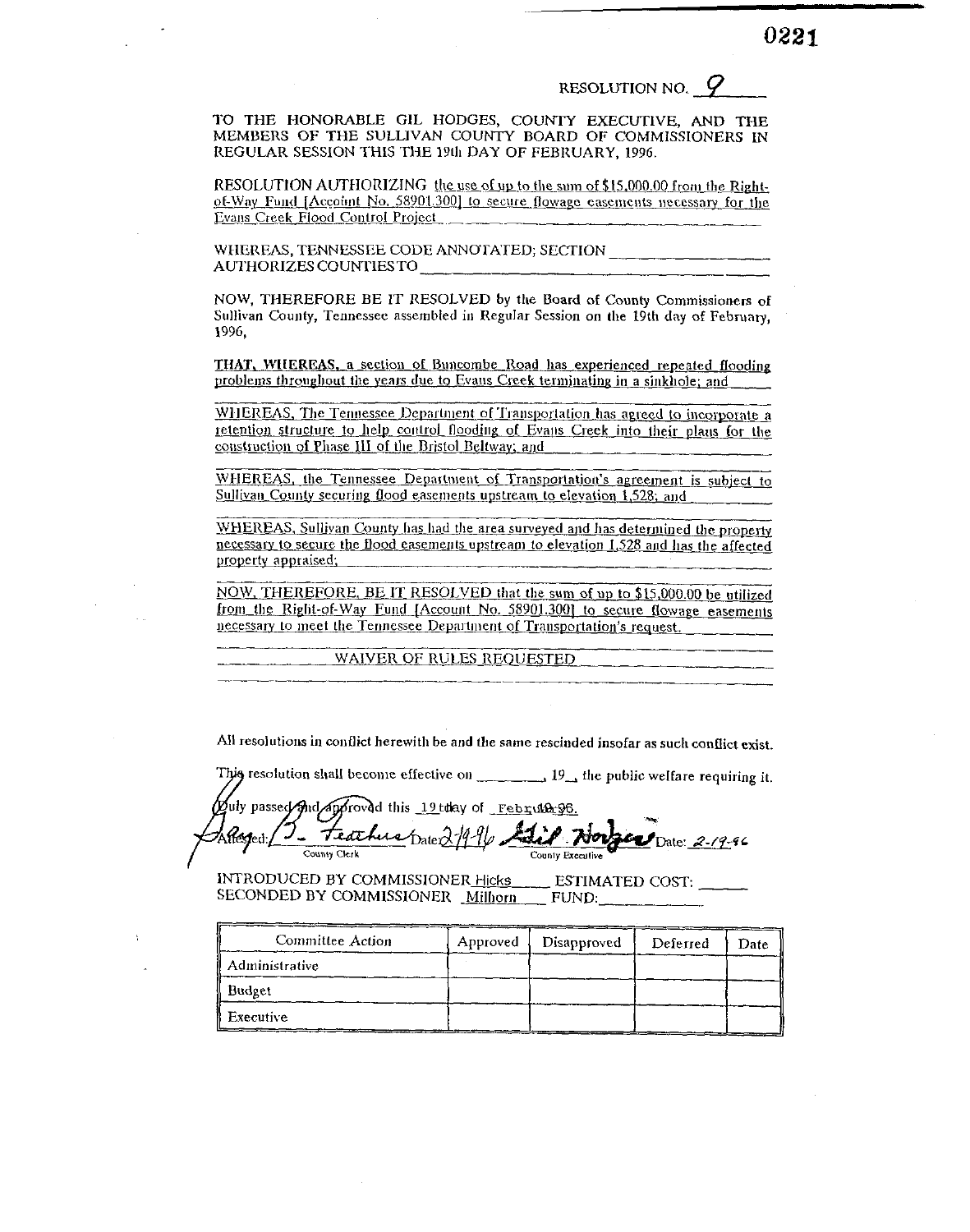RESOLUTION NO. 9

TO THE HONORABLE GIL HODGES, COUNTY EXECUTIVE, AND THE MEMBERS OF THE SULLIVAN COUNTY BOARD OF COMMISSIONERS IN REGULAR SESSION THIS THE 19th DAY OF FEBRUARY, 1996.

RESOLUTION AUTHORIZING the use of up to the sum of $15,000.00 from the Right-of-Way Fund [Account No. 58901.300] to secure flowage easements necessary for the Evans Creek Flood Control Project

WHEREAS, TENNESSEE CODE ANNOTATED; SECTION ________________ AUTHORIZES COUNTIES TO ________________

NOW, THEREFORE BE IT RESOLVED by the Board of County Commissioners of Sullivan County, Tennessee assembled in Regular Session on the 19th day of February, 1996,

**THAT, WHEREAS,** a section of Buncombe Road has experienced repeated flooding problems throughout the years due to Evans Creek terminating in a sinkhole; and

WHEREAS, The Tennessee Department of Transportation has agreed to incorporate a retention structure to help control flooding of Evans Creek into their plans for the construction of Phase III of the Bristol Beltway; and

WHEREAS, the Tennessee Department of Transportation's agreement is subject to Sullivan County securing flood easements upstream to elevation 1,528; and

WHEREAS, Sullivan County has had the area surveyed and has determined the property necessary to secure the flood easements upstream to elevation 1,528 and has the affected property appraised;

NOW, THEREFORE, BE IT RESOLVED that the sum of up to $15,000.00 be utilized from the Right-of-Way Fund [Account No. 58901.300] to secure flowage easements necessary to meet the Tennessee Department of Transportation's request.

WAIVER OF RULES REQUESTED

All resolutions in conflict herewith be and the same rescinded insofar as such conflict exist.

This resolution shall become effective on ________, 19__, the public welfare requiring it.

Duly passed and approved this 19th day of February 96.

Attested: B. Feathers Date: 2-19-96 — County Clerk

Gil Hodges Date: 2-19-96 — County Executive

INTRODUCED BY COMMISSIONER Hicks ESTIMATED COST: ______
SECONDED BY COMMISSIONER Milhorn FUND: ______

| Committee Action | Approved | Disapproved | Deferred | Date |
|---|---|---|---|---|
| Administrative | | | | |
| Budget | | | | |
| Executive | | | | |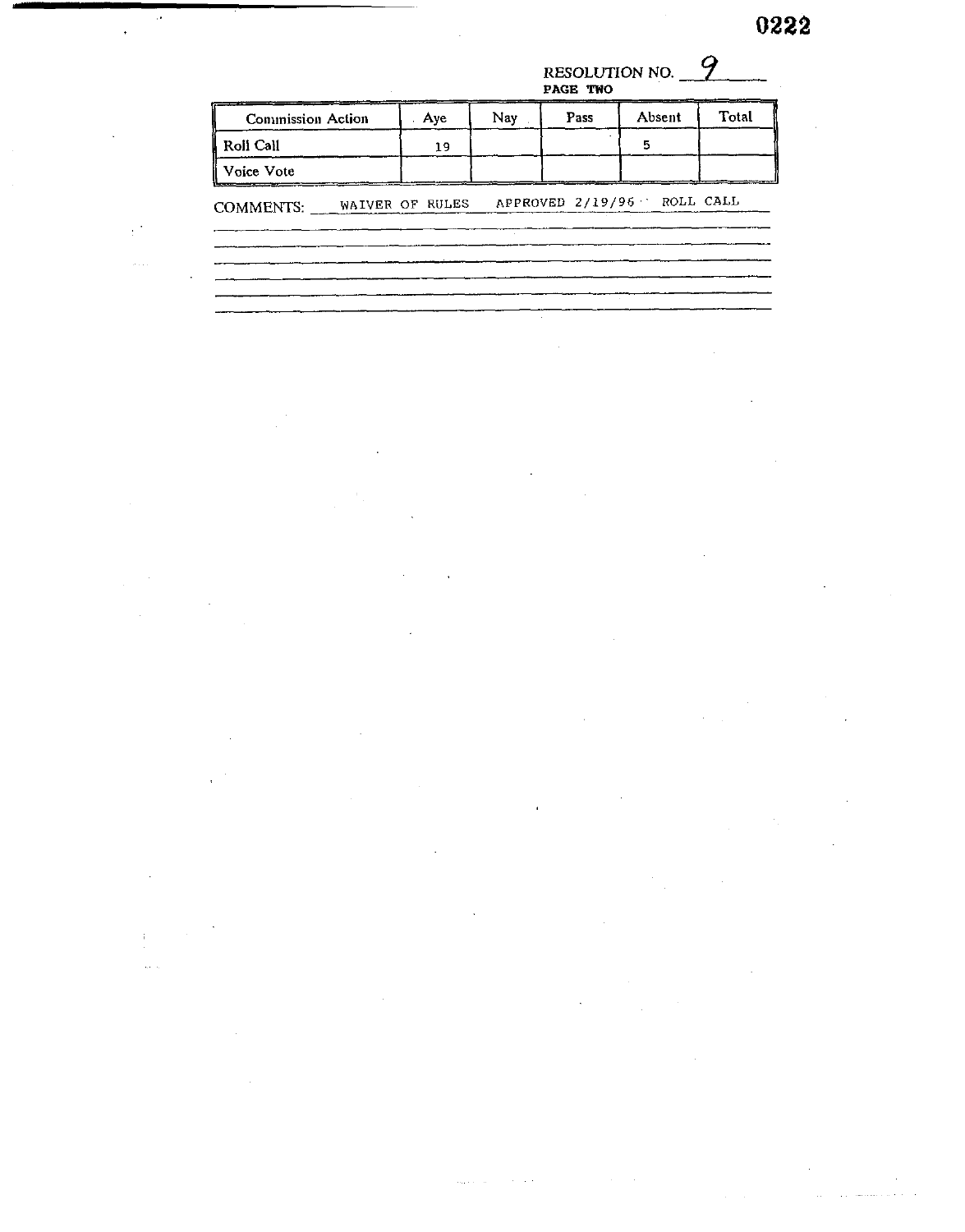RESOLUTION NO. 9
**PAGE TWO**

| Commission Action | Aye | Nay | Pass | Absent | Total |
|---|---|---|---|---|---|
| Roll Call | 19 | | | 5 | |
| Voice Vote | | | | | |

COMMENTS: WAIVER OF RULES APPROVED 2/19/96 ROLL CALL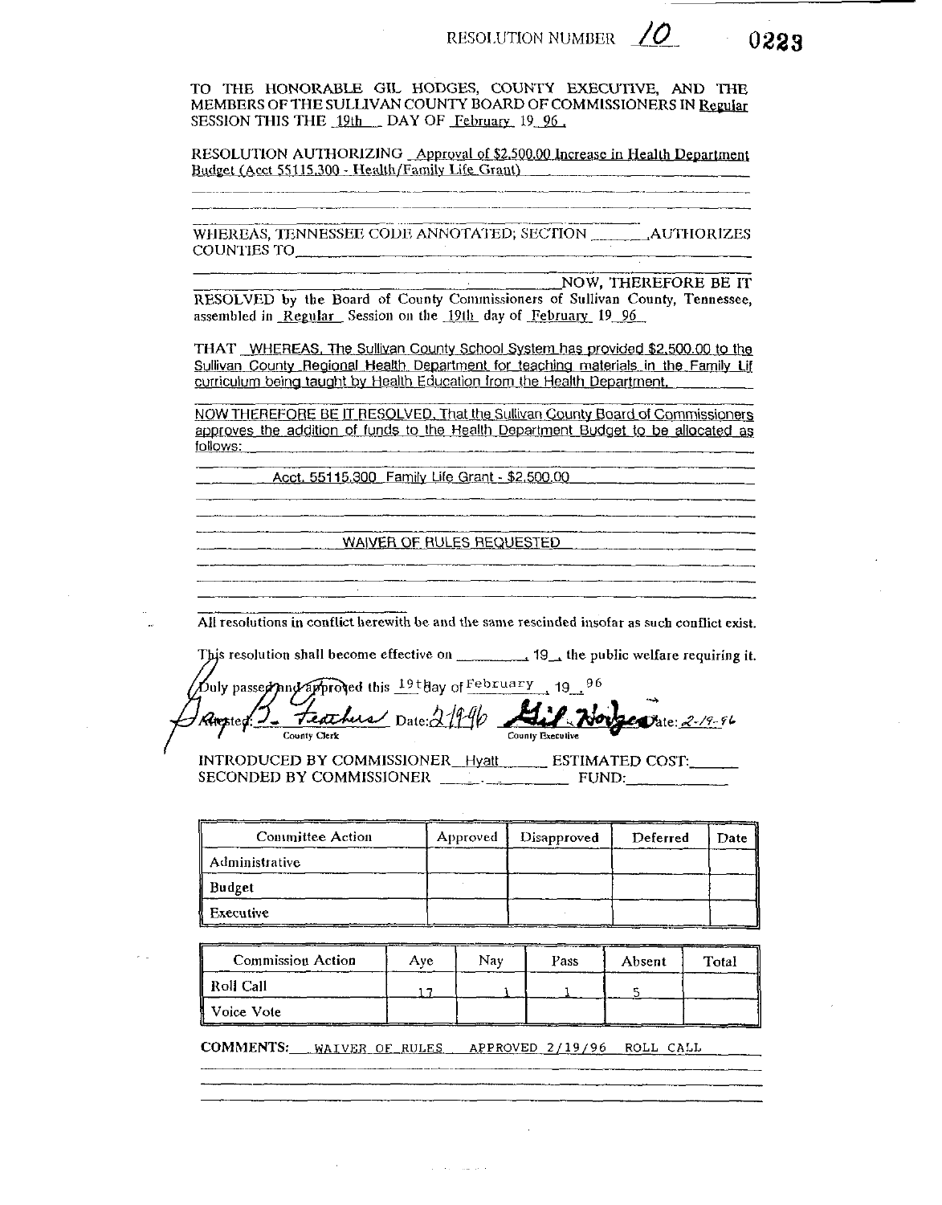RESOLUTION NUMBER 10

0223

TO THE HONORABLE GIL HODGES, COUNTY EXECUTIVE, AND THE MEMBERS OF THE SULLIVAN COUNTY BOARD OF COMMISSIONERS IN Regular SESSION THIS THE 19th DAY OF February 19 96.

RESOLUTION AUTHORIZING Approval of $2,500.00 Increase in Health Department Budget (Acct 55115.300 - Health/Family Life Grant)

WHEREAS, TENNESSEE CODE ANNOTATED; SECTION _______ AUTHORIZES COUNTIES TO _______

NOW, THEREFORE BE IT RESOLVED by the Board of County Commissioners of Sullivan County, Tennessee, assembled in Regular Session on the 19th day of February 19 96

THAT WHEREAS, The Sullivan County School System has provided $2,500.00 to the Sullivan County Regional Health Department for teaching materials in the Family Lif curriculum being taught by Health Education from the Health Department.

NOW THEREFORE BE IT RESOLVED, That the Sullivan County Board of Commissioners approves the addition of funds to the Health Department Budget to be allocated as follows:

Acct. 55115.300 Family Life Grant - $2,500.00

WAIVER OF RULES REQUESTED

All resolutions in conflict herewith be and the same rescinded insofar as such conflict exist.

This resolution shall become effective on _________, 19__, the public welfare requiring it.

Duly passed and approved this 19th day of February, 19 96

Attested: J. Feathers Date: 2/19/96 — County Clerk

Gil Hodges Date: 2-19-96 — County Executive

INTRODUCED BY COMMISSIONER Hyatt ESTIMATED COST: _______
SECONDED BY COMMISSIONER _______ FUND: _______

| Committee Action | Approved | Disapproved | Deferred | Date |
|---|---|---|---|---|
| Administrative | | | | |
| Budget | | | | |
| Executive | | | | |

| Commission Action | Aye | Nay | Pass | Absent | Total |
|---|---|---|---|---|---|
| Roll Call | 17 | 1 | 1 | 5 | |
| Voice Vote | | | | | |

COMMENTS: WAIVER OF RULES APPROVED 2/19/96 ROLL CALL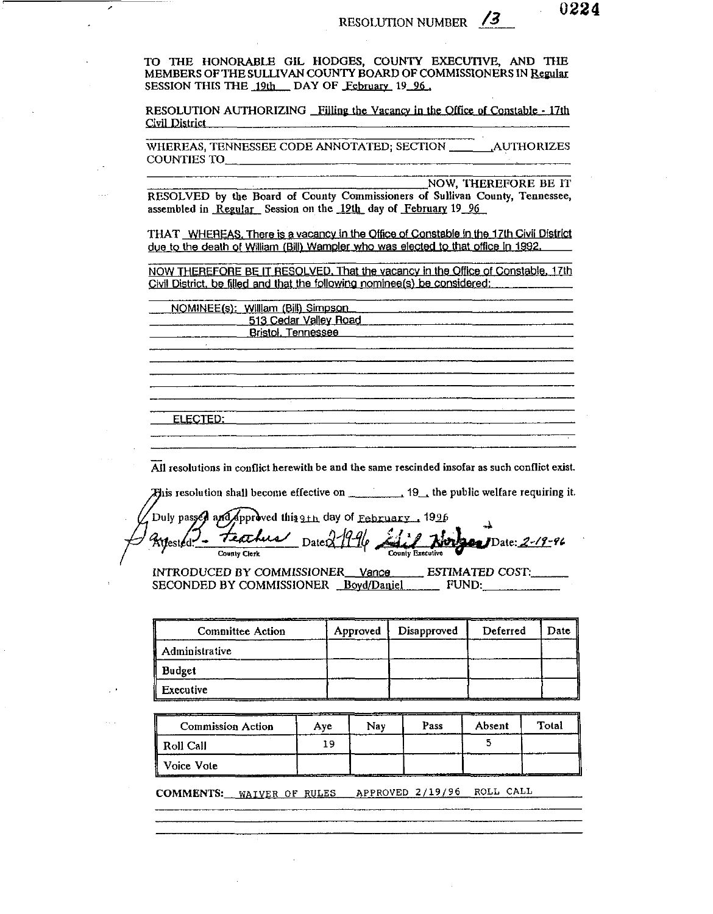RESOLUTION NUMBER 13

0224

TO THE HONORABLE GIL HODGES, COUNTY EXECUTIVE, AND THE MEMBERS OF THE SULLIVAN COUNTY BOARD OF COMMISSIONERS IN Regular SESSION THIS THE 19th DAY OF February 19 96 .

RESOLUTION AUTHORIZING Filling the Vacancy in the Office of Constable - 17th Civil District

WHEREAS, TENNESSEE CODE ANNOTATED; SECTION ______ AUTHORIZES COUNTIES TO ______

NOW, THEREFORE BE IT RESOLVED by the Board of County Commissioners of Sullivan County, Tennessee, assembled in Regular Session on the 19th day of February 19 96

THAT WHEREAS, There is a vacancy in the Office of Constable in the 17th Civil District due to the death of William (Bill) Wampler who was elected to that office in 1992.

NOW THEREFORE BE IT RESOLVED, That the vacancy in the Office of Constable, 17th Civil District, be filled and that the following nominee(s) be considered:

NOMINEE(s): William (Bill) Simpson
513 Cedar Valley Road
Bristol, Tennessee

ELECTED:

All resolutions in conflict herewith be and the same rescinded insofar as such conflict exist.

This resolution shall become effective on ________, 19__, the public welfare requiring it.

Duly passed and approved this 19th day of February , 1996

Attested: B. Feathers Date: 2-19-96 — County Clerk

Gil Hodges Date: 2-19-96 — County Executive

INTRODUCED BY COMMISSIONER Vance ESTIMATED COST: ______
SECONDED BY COMMISSIONER Boyd/Daniel FUND: ______

| Committee Action | Approved | Disapproved | Deferred | Date |
|---|---|---|---|---|
| Administrative | | | | |
| Budget | | | | |
| Executive | | | | |

| Commission Action | Aye | Nay | Pass | Absent | Total |
|---|---|---|---|---|---|
| Roll Call | 19 | | | 5 | |
| Voice Vote | | | | | |

COMMENTS: WAIVER OF RULES APPROVED 2/19/96 ROLL CALL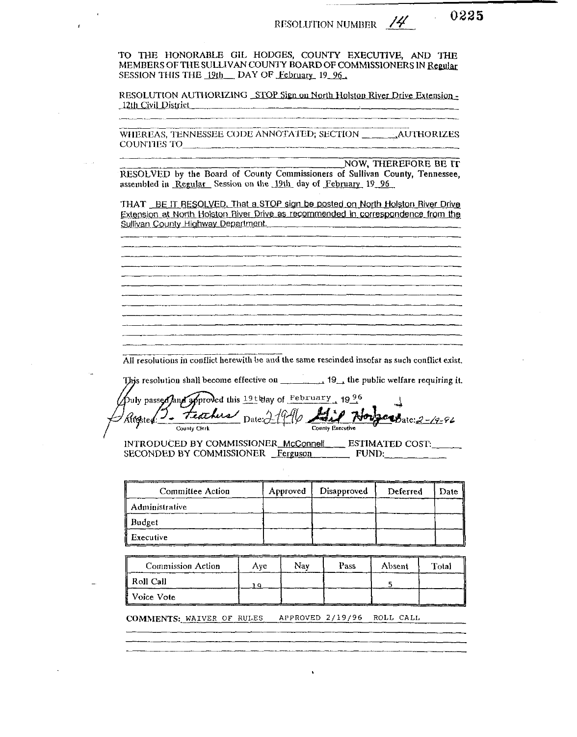RESOLUTION NUMBER 14

0225

TO THE HONORABLE GIL HODGES, COUNTY EXECUTIVE, AND THE MEMBERS OF THE SULLIVAN COUNTY BOARD OF COMMISSIONERS IN Regular SESSION THIS THE 19th DAY OF February 19 96.

RESOLUTION AUTHORIZING STOP Sign on North Holston River Drive Extension - 12th Civil District

WHEREAS, TENNESSEE CODE ANNOTATED; SECTION ______ AUTHORIZES COUNTIES TO ______

______ NOW, THEREFORE BE IT RESOLVED by the Board of County Commissioners of Sullivan County, Tennessee, assembled in Regular Session on the 19th day of February 19 96

THAT BE IT RESOLVED, That a STOP sign be posted on North Holston River Drive Extension at North Holston River Drive as recommended in correspondence from the Sullivan County Highway Department.

All resolutions in conflict herewith be and the same rescinded insofar as such conflict exist.

This resolution shall become effective on ______, 19__, the public welfare requiring it.

Duly passed and approved this 19th day of February, 1996

Attested: B. Feathers Date: 2-19-96 Gil Hodges Date: 2-19-96
County Clerk County Executive

INTRODUCED BY COMMISSIONER McConnell ESTIMATED COST: ______
SECONDED BY COMMISSIONER Ferguson FUND: ______

| Committee Action | Approved | Disapproved | Deferred | Date |
|---|---|---|---|---|
| Administrative | | | | |
| Budget | | | | |
| Executive | | | | |

| Commission Action | Aye | Nay | Pass | Absent | Total |
|---|---|---|---|---|---|
| Roll Call | 19 | | | 5 | |
| Voice Vote | | | | | |

**COMMENTS:** WAIVER OF RULES APPROVED 2/19/96 ROLL CALL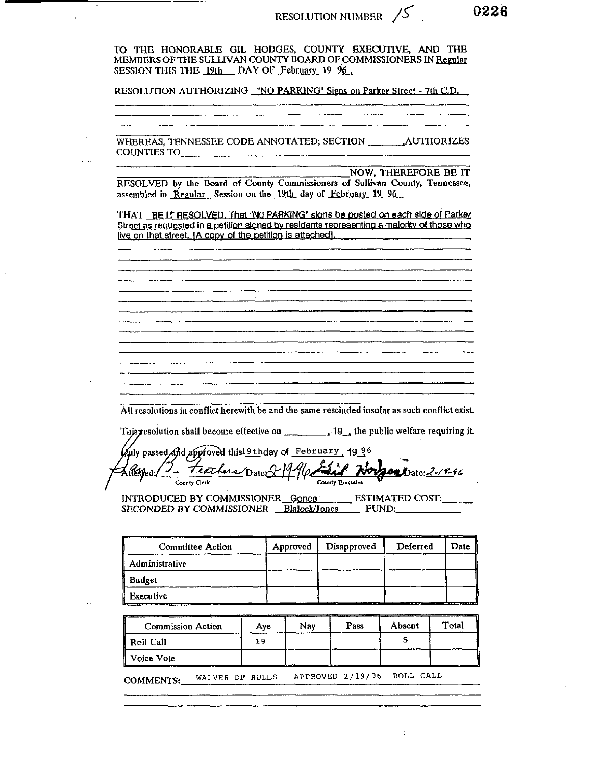RESOLUTION NUMBER 15

0226

TO THE HONORABLE GIL HODGES, COUNTY EXECUTIVE, AND THE MEMBERS OF THE SULLIVAN COUNTY BOARD OF COMMISSIONERS IN Regular SESSION THIS THE 19th DAY OF February 19 96 .

RESOLUTION AUTHORIZING "NO PARKING" Signs on Parker Street - 7th C.D.

WHEREAS, TENNESSEE CODE ANNOTATED; SECTION \_\_\_\_\_\_ AUTHORIZES COUNTIES TO \_\_\_\_\_\_

NOW, THEREFORE BE IT RESOLVED by the Board of County Commissioners of Sullivan County, Tennessee, assembled in Regular Session on the 19th day of February 19 96

THAT BE IT RESOLVED, That "NO PARKING" signs be posted on each side of Parker Street as requested in a petition signed by residents representing a majority of those who live on that street. [A copy of the petition is attached].

All resolutions in conflict herewith be and the same rescinded insofar as such conflict exist.

This resolution shall become effective on \_\_\_\_\_\_, 19\_\_, the public welfare requiring it.

Duly passed and approved this 19th day of February, 19 96

Attested: B. Feathers Date: 2-19-96 — County Clerk

Gil Hodges Date: 2-19-96 — County Executive

INTRODUCED BY COMMISSIONER Gonce ESTIMATED COST: \_\_\_\_\_\_
SECONDED BY COMMISSIONER Blalock/Jones FUND: \_\_\_\_\_\_

| Committee Action | Approved | Disapproved | Deferred | Date |
|---|---|---|---|---|
| Administrative | | | | |
| Budget | | | | |
| Executive | | | | |

| Commission Action | Aye | Nay | Pass | Absent | Total |
|---|---|---|---|---|---|
| Roll Call | 19 | | | 5 | |
| Voice Vote | | | | | |

COMMENTS: WAIVER OF RULES APPROVED 2/19/96 ROLL CALL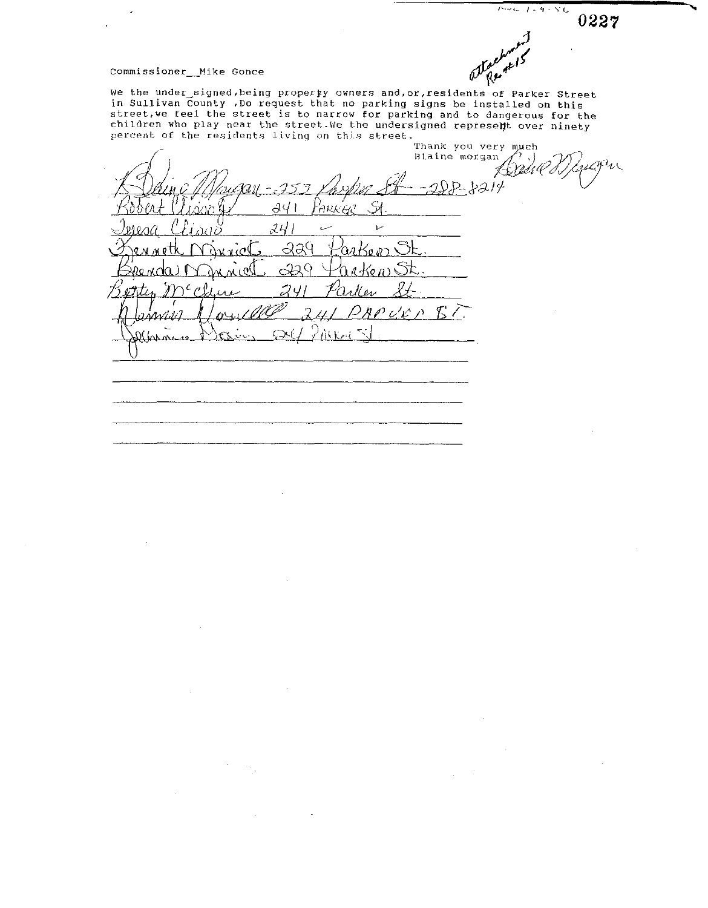attachment Re #15

Commissioner__Mike Gonce

We the under_signed,being property owners and,or,residents of Parker Street in Sullivan County ,Do request that no parking signs be installed on this street,we feel the street is to narrow for parking and to dangerous for the children who play near the street.We the undersigned represent over ninety percent of the residents living on this street.

Thank you very much
Blaine morgan

Blaine Morgan

Blaine Morgan - 253 Parker St - 288-8214
Robert Clisso Jr 241 Parker St
Teresa Clisso 241 " "
Kenneth Minnick 229 Parker St.
Brenda Minnick 229 Parker St.
Betty McClure 241 Parker St.
Dennis Vonelle 241 PARKER ST.
Johnnie Davis 241 Parker St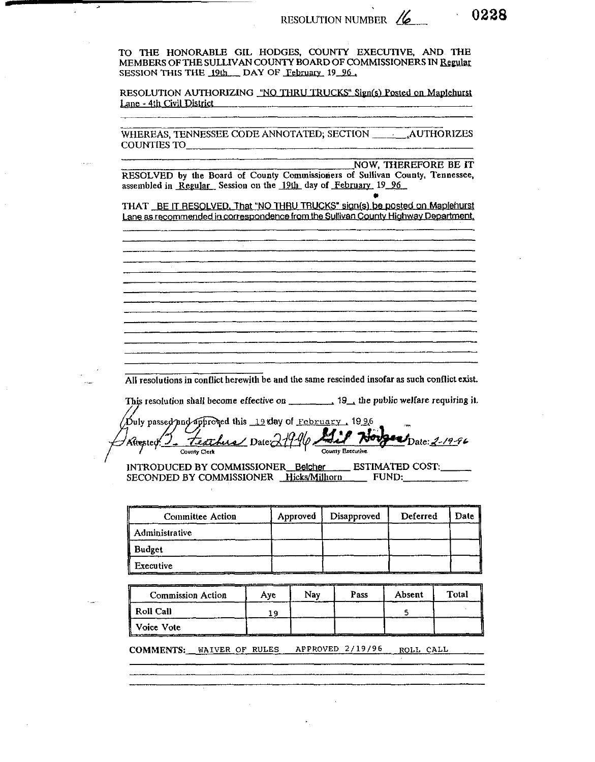RESOLUTION NUMBER 16 0228

TO THE HONORABLE GIL HODGES, COUNTY EXECUTIVE, AND THE MEMBERS OF THE SULLIVAN COUNTY BOARD OF COMMISSIONERS IN Regular SESSION THIS THE 19th DAY OF February 19 96 .

RESOLUTION AUTHORIZING "NO THRU TRUCKS" Sign(s) Posted on Maplehurst Lane - 4th Civil District

WHEREAS, TENNESSEE CODE ANNOTATED; SECTION ______,AUTHORIZES COUNTIES TO______________________________________________

______________________________NOW, THEREFORE BE IT RESOLVED by the Board of County Commissioners of Sullivan County, Tennessee, assembled in Regular Session on the 19th day of February 19 96

THAT BE IT RESOLVED, That "NO THRU TRUCKS" sign(s) be posted on Maplehurst Lane as recommended in correspondence from the Sullivan County Highway Department.

All resolutions in conflict herewith be and the same rescinded insofar as such conflict exist.

This resolution shall become effective on ________, 19__, the public welfare requiring it.

Duly passed and approved this 19 day of February , 19 96

Attested: B. Feathers Date: 2-19-96 — County Clerk

Gil Hodges Date: 2-19-96 — County Executive

INTRODUCED BY COMMISSIONER Belcher ESTIMATED COST:______
SECONDED BY COMMISSIONER Hicks/Milhorn FUND:______

| Committee Action | Approved | Disapproved | Deferred | Date |
|---|---|---|---|---|
| Administrative | | | | |
| Budget | | | | |
| Executive | | | | |

| Commission Action | Aye | Nay | Pass | Absent | Total |
|---|---|---|---|---|---|
| Roll Call | 19 | | | 5 | |
| Voice Vote | | | | | |

COMMENTS: WAIVER OF RULES APPROVED 2/19/96 ROLL CALL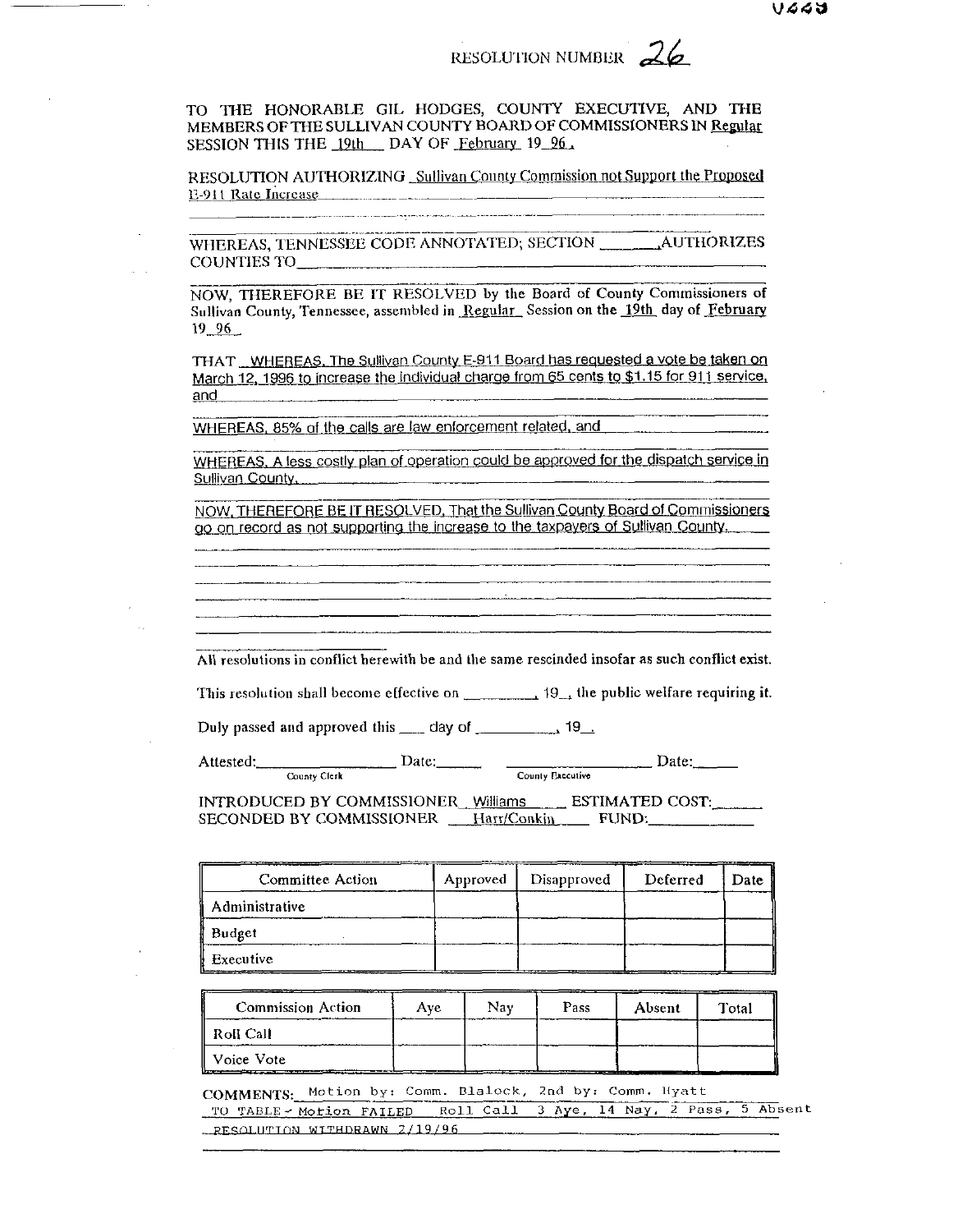RESOLUTION NUMBER 26

TO THE HONORABLE GIL HODGES, COUNTY EXECUTIVE, AND THE MEMBERS OF THE SULLIVAN COUNTY BOARD OF COMMISSIONERS IN Regular SESSION THIS THE 19th DAY OF February 19 96.

RESOLUTION AUTHORIZING Sullivan County Commission not Support the Proposed E-911 Rate Increase

WHEREAS, TENNESSEE CODE ANNOTATED; SECTION _______ AUTHORIZES COUNTIES TO_______

NOW, THEREFORE BE IT RESOLVED by the Board of County Commissioners of Sullivan County, Tennessee, assembled in Regular Session on the 19th day of February 19 96

THAT WHEREAS, The Sullivan County E-911 Board has requested a vote be taken on March 12, 1996 to increase the individual charge from 65 cents to $1.15 for 911 service, and

WHEREAS, 85% of the calls are law enforcement related, and

WHEREAS, A less costly plan of operation could be approved for the dispatch service in Sullivan County.

NOW, THEREFORE BE IT RESOLVED, That the Sullivan County Board of Commissioners go on record as not supporting the increase to the taxpayers of Sullivan County.

All resolutions in conflict herewith be and the same rescinded insofar as such conflict exist.

This resolution shall become effective on _________, 19__, the public welfare requiring it.

Duly passed and approved this ___ day of _________, 19__.

Attested: _______________ Date: _____ _______________ Date: _____
County Clerk County Executive

INTRODUCED BY COMMISSIONER Williams ESTIMATED COST: _____
SECONDED BY COMMISSIONER Harr/Conkin FUND: _____

| Committee Action | Approved | Disapproved | Deferred | Date |
|---|---|---|---|---|
| Administrative | | | | |
| Budget | | | | |
| Executive | | | | |

| Commission Action | Aye | Nay | Pass | Absent | Total |
|---|---|---|---|---|---|
| Roll Call | | | | | |
| Voice Vote | | | | | |

COMMENTS: Motion by: Comm. Blalock, 2nd by: Comm. Hyatt
TO TABLE - Motion FAILED Roll Call 3 Aye, 14 Nay, 2 Pass, 5 Absent
RESOLUTION WITHDRAWN 2/19/96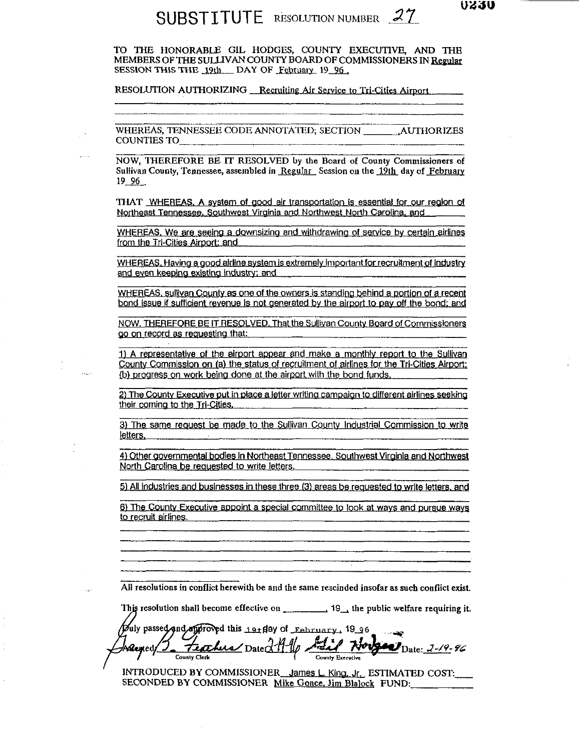0230

# SUBSTITUTE RESOLUTION NUMBER 27

TO THE HONORABLE GIL HODGES, COUNTY EXECUTIVE, AND THE MEMBERS OF THE SULLIVAN COUNTY BOARD OF COMMISSIONERS IN Regular SESSION THIS THE 19th DAY OF February 19 96.

RESOLUTION AUTHORIZING Recruiting Air Service to Tri-Cities Airport

WHEREAS, TENNESSEE CODE ANNOTATED; SECTION ______ AUTHORIZES COUNTIES TO ______

NOW, THEREFORE BE IT RESOLVED by the Board of County Commissioners of Sullivan County, Tennessee, assembled in Regular Session on the 19th day of February 19 96.

THAT WHEREAS, A system of good air transportation is essential for our region of Northeast Tennessee, Southwest Virginia and Northwest North Carolina, and

WHEREAS, We are seeing a downsizing and withdrawing of service by certain airlines from the Tri-Cities Airport; and

WHEREAS, Having a good airline system is extremely important for recruitment of industry and even keeping existing industry; and

WHEREAS, sullivan County as one of the owners is standing behind a portion of a recent bond issue if sufficient revenue is not generated by the airport to pay off the bond; and

NOW, THEREFORE BE IT RESOLVED, That the Sullivan County Board of Commissioners go on record as requesting that:

1) A representative of the airport appear and make a monthly report to the Sullivan County Commission on (a) the status of recruitment of airlines for the Tri-Cities Airport; (b) progress on work being done at the airport with the bond funds.

2) The County Executive put in place a letter writing campaign to different airlines seeking their coming to the Tri-Cities.

3) The same request be made to the Sullivan County Industrial Commission to write letters.

4) Other governmental bodies in Northeast Tennessee, Southwest Virginia and Northwest North Carolina be requested to write letters.

5) All industries and businesses in these three (3) areas be requested to write letters, and

6) The County Executive appoint a special committee to look at ways and pursue ways to recruit airlines.

All resolutions in conflict herewith be and the same rescinded insofar as such conflict exist.

This resolution shall become effective on ______, 19__, the public welfare requiring it.

Duly passed and approved this 19th day of February, 19 96

Attested: J. Feathers (County Clerk) Date: 2-19-96 Gil Hodges (County Executive) Date: 2-19-96

INTRODUCED BY COMMISSIONER James L. King, Jr. ESTIMATED COST: ______
SECONDED BY COMMISSIONER Mike Gonce, Jim Blalock FUND: ______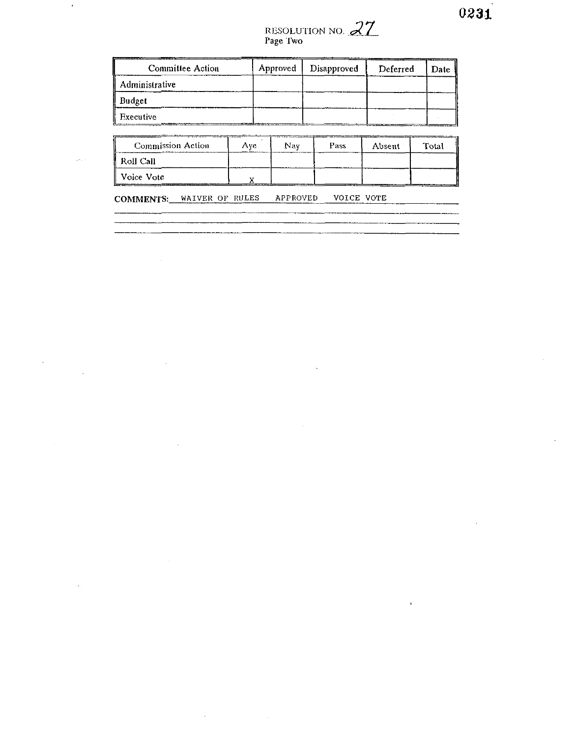RESOLUTION NO. 27
Page Two

| Committee Action | Approved | Disapproved | Deferred | Date |
|---|---|---|---|---|
| Administrative | | | | |
| Budget | | | | |
| Executive | | | | |

| Commission Action | Aye | Nay | Pass | Absent | Total |
|---|---|---|---|---|---|
| Roll Call | | | | | |
| Voice Vote | X | | | | |

**COMMENTS:** WAIVER OF RULES APPROVED VOICE VOTE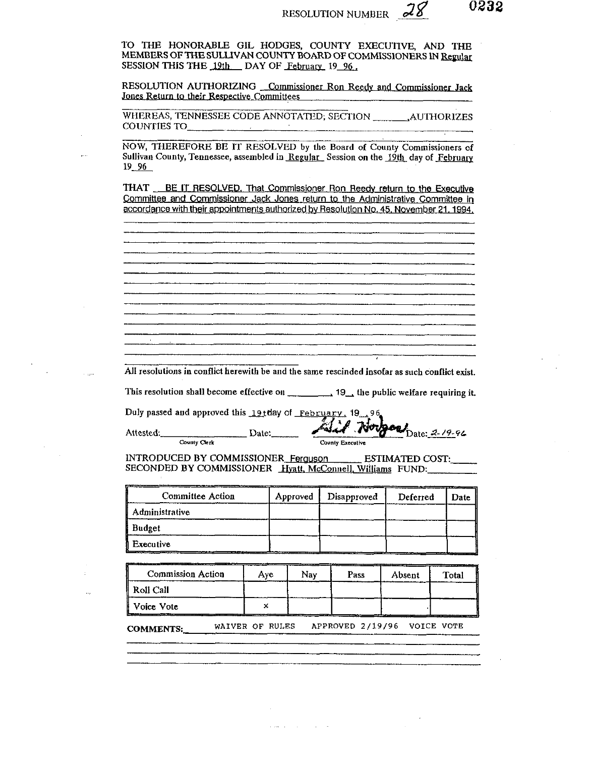RESOLUTION NUMBER 28

0232

TO THE HONORABLE GIL HODGES, COUNTY EXECUTIVE, AND THE MEMBERS OF THE SULLIVAN COUNTY BOARD OF COMMISSIONERS IN Regular SESSION THIS THE 19th DAY OF February 19 96.

RESOLUTION AUTHORIZING Commissioner Ron Reedy and Commissioner Jack Jones Return to their Respective Committees

WHEREAS, TENNESSEE CODE ANNOTATED; SECTION _______, AUTHORIZES COUNTIES TO_______________

NOW, THEREFORE BE IT RESOLVED by the Board of County Commissioners of Sullivan County, Tennessee, assembled in Regular Session on the 19th day of February 19 96

THAT BE IT RESOLVED, That Commissioner Ron Reedy return to the Executive Committee and Commissioner Jack Jones return to the Administrative Committee in accordance with their appointments authorized by Resolution No. 45, November 21, 1994.

All resolutions in conflict herewith be and the same rescinded insofar as such conflict exist.

This resolution shall become effective on _________, 19__ the public welfare requiring it.

Duly passed and approved this 19th day of February, 19 96.

Attested: _______________ Date: ______ (County Clerk)

Gil Hodges Date: 2-19-96 (County Executive)

INTRODUCED BY COMMISSIONER Ferguson ESTIMATED COST: _____
SECONDED BY COMMISSIONER Hyatt, McConnell, Williams FUND: _____

| Committee Action | Approved | Disapproved | Deferred | Date |
|---|---|---|---|---|
| Administrative | | | | |
| Budget | | | | |
| Executive | | | | |

| Commission Action | Aye | Nay | Pass | Absent | Total |
|---|---|---|---|---|---|
| Roll Call | | | | | |
| Voice Vote | x | | | | |

COMMENTS: WAIVER OF RULES APPROVED 2/19/96 VOICE VOTE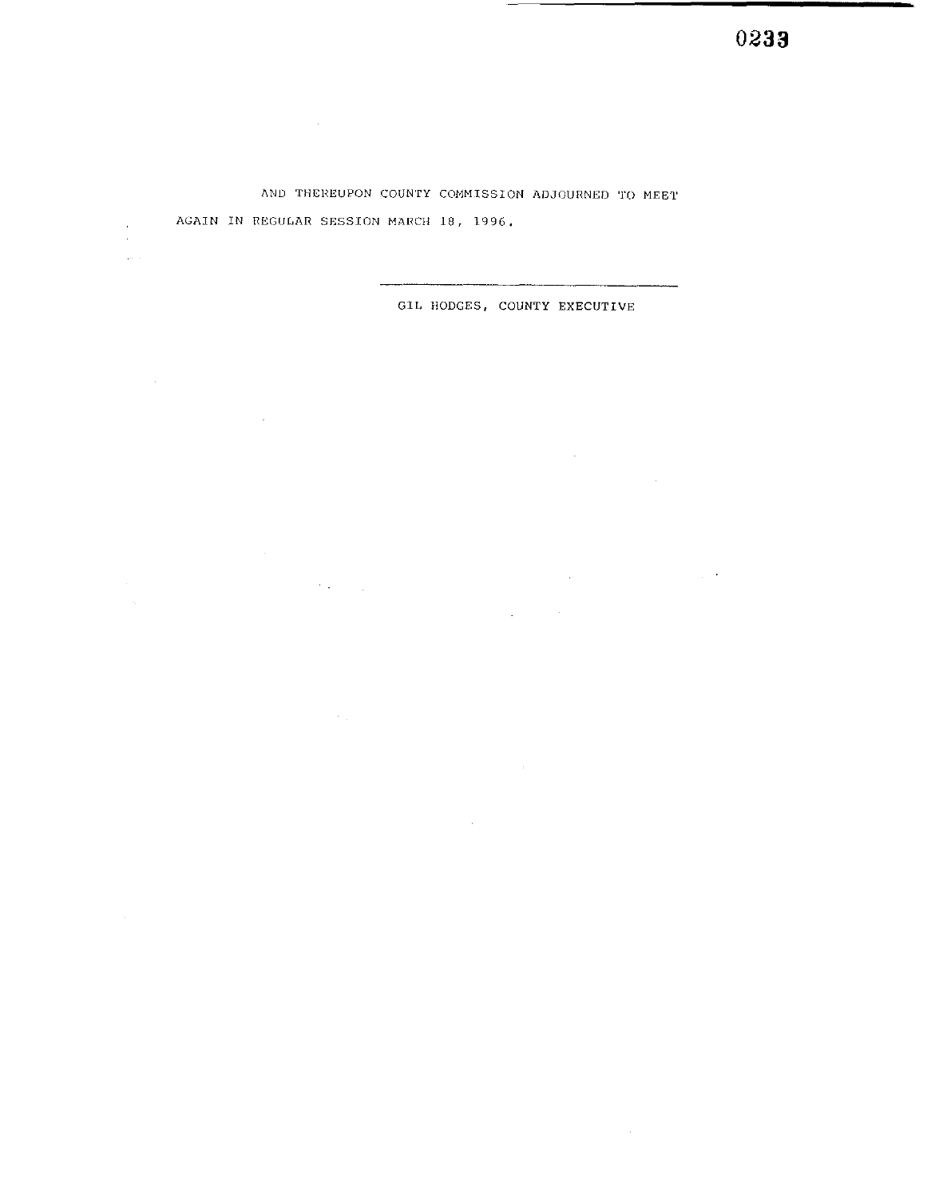AND THEREUPON COUNTY COMMISSION ADJOURNED TO MEET AGAIN IN REGULAR SESSION MARCH 18, 1996.

\_\_\_\_\_\_\_\_\_\_\_\_\_\_\_\_\_\_\_\_\_\_\_\_\_\_\_\_\_\_\_\_

GIL HODGES, COUNTY EXECUTIVE